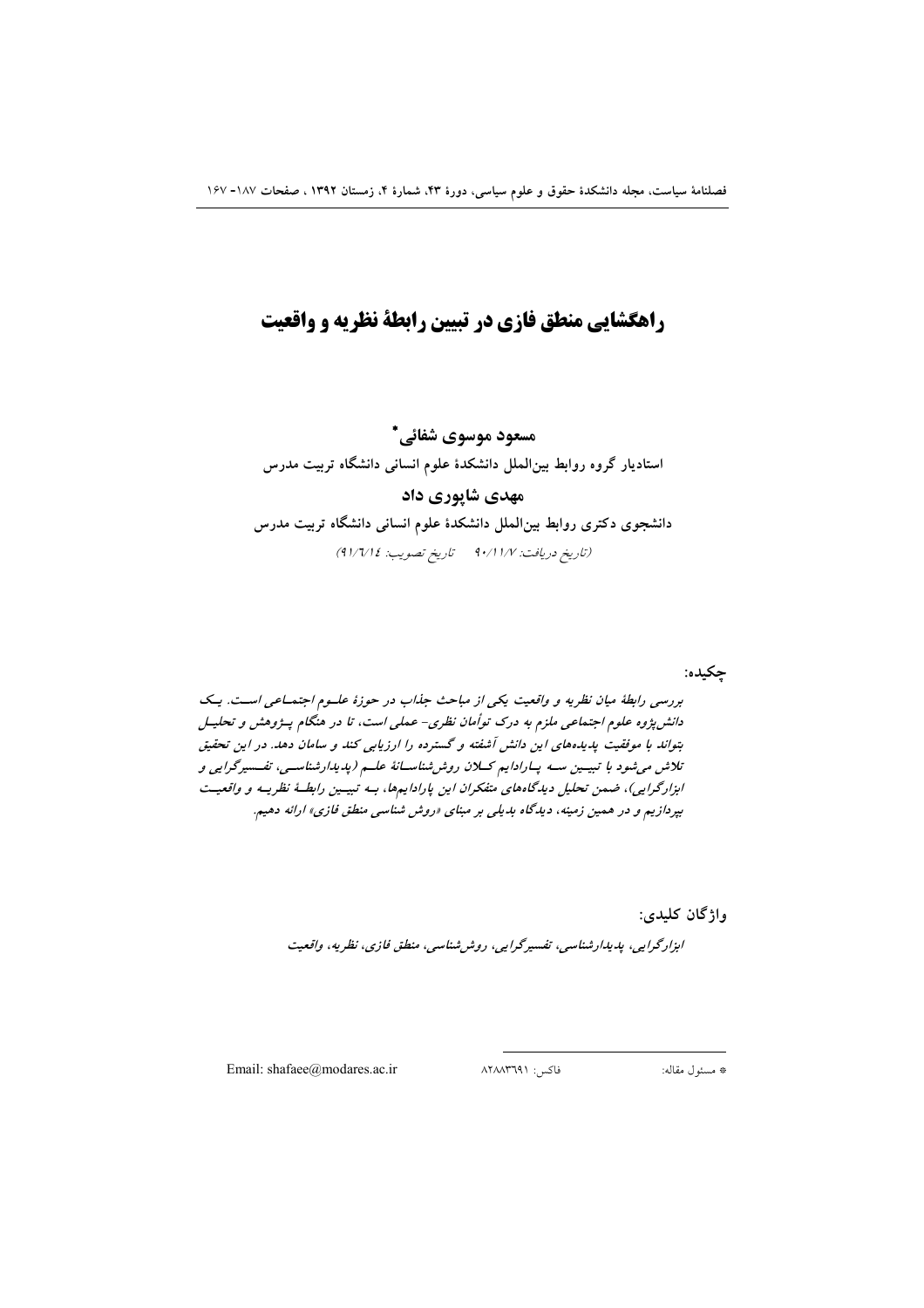# راهگشایی منطق فازی در تبیین رابطهٔ نظریه و واقعیت

**مسعود موسوی شفائی***

استادیار گروه روابط بین‌الملل دانشکدهٔ علوم انسانی دانشگاه تربیت مدرس

**مهدی شاپوری داد**

دانشجوی دکتری روابط بین‌الملل دانشکدهٔ علوم انسانی دانشگاه تربیت مدرس

(تاریخ دریافت: ۹۰/۱۱/۷ تاریخ تصویب: ۹۱/۶/۱۴)

**چکیده:**

*بررسی رابطهٔ میان نظریه و واقعیت یکی از مباحث جذاب در حوزهٔ علوم اجتماعی است. یک دانش‌پژوه علوم اجتماعی ملزم به درک توأمان نظری- عملی است، تا در هنگام پژوهش و تحلیل بتواند با موفقیت پدیده‌های این دانش آشفته و گسترده را ارزیابی کند و سامان دهد. در این تحقیق تلاش می‌شود با تبیین سه پارادایم کلان روش‌شناسانهٔ علم (پدیدارشناسی، تفسیرگرایی و ابزارگرایی)، ضمن تحلیل دیدگاه‌های متفکران این پارادایم‌ها، به تبیین رابطهٔ نظریه و واقعیت بپردازیم و در همین زمینه، دیدگاه بدیلی بر مبنای «روش شناسی منطق فازی» ارائه دهیم.*

**واژگان کلیدی:**

*ابزارگرایی، پدیدارشناسی، تفسیرگرایی، روش‌شناسی، منطق فازی، نظریه، واقعیت*

---

* مسئول مقاله: فاکس: ۸۲۸۸۳۶۹۱ Email: shafaee@modares.ac.ir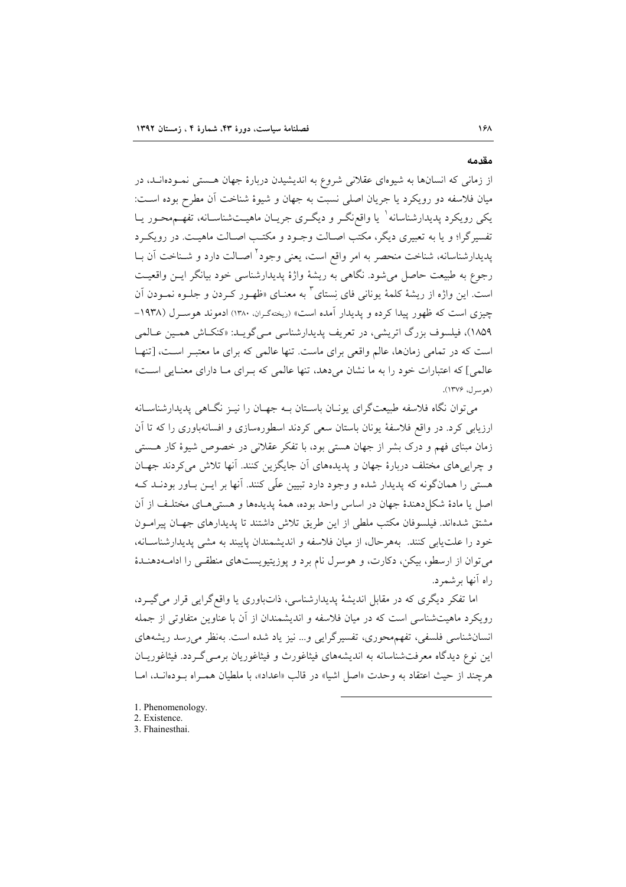## مقدمه

از زمانی که انسان‌ها به شیوه‌ای عقلانی شروع به اندیشیدن دربارهٔ جهان هستی نموده‌اند، در میان فلاسفه دو رویکرد یا جریان اصلی نسبت به جهان و شیوهٔ شناخت آن مطرح بوده است: یکی رویکرد پدیدارشناسانه[1] یا واقع‌نگر و دیگری جریان ماهیت‌شناسانه، تفهم‌محور یا تفسیرگرا؛ و یا به تعبیری دیگر، مکتب اصالت وجود و مکتب اصالت ماهیت. در رویکرد پدیدارشناسانه، شناخت منحصر به امر واقع است، یعنی وجود[2] اصالت دارد و شناخت آن با رجوع به طبیعت حاصل می‌شود. نگاهی به ریشهٔ واژهٔ پدیدارشناسی خود بیانگر این واقعیت است. این واژه از ریشهٔ کلمهٔ یونانی فای نِستای[3] به معنای «ظهور کردن و جلوه نمودن آن چیزی است که ظهور پیدا کرده و پدیدار آمده است» (ریخته‌گران، ۱۳۸۰) ادموند هوسرل (۱۹۳۸–۱۸۵۹)، فیلسوف بزرگ اتریشی، در تعریف پدیدارشناسی می‌گوید: «کنکاش همین عالمی است که در تمامی زمان‌ها، عالم واقعی برای ماست. تنها عالمی که برای ما معتبر است، [تنها عالمی] که اعتبارات خود را به ما نشان می‌دهد، تنها عالمی که برای ما دارای معنایی است» (هوسرل، ۱۳۷۶).

می‌توان نگاه فلاسفه طبیعت‌گرای یونان باستان به جهان را نیز نگاهی پدیدارشناسانه ارزیابی کرد. در واقع فلاسفهٔ یونان باستان سعی کردند اسطوره‌سازی و افسانه‌باوری را که تا آن زمان مبنای فهم و درک بشر از جهان هستی بود، با تفکر عقلانی در خصوص شیوهٔ کار هستی و چرایی‌های مختلف دربارهٔ جهان و پدیده‌های آن جایگزین کنند. آنها تلاش می‌کردند جهان هستی را همان‌گونه که پدیدار شده و وجود دارد تبیین علّی کنند. آنها بر این باور بودند که اصل یا مادهٔ شکل‌دهندهٔ جهان در اساس واحد بوده، همهٔ پدیده‌ها و هستی‌های مختلف از آن مشتق شده‌اند. فیلسوفان مکتب ملطی از این طریق تلاش داشتند تا پدیدارهای جهان پیرامون خود را علت‌یابی کنند. به‌هرحال، از میان فلاسفه و اندیشمندان پایبند به مشی پدیدارشناسانه، می‌توان از ارسطو، بیکن، دکارت، و هوسرل نام برد و پوزیتیویست‌های منطقی را ادامه‌دهندهٔ راه آنها برشمرد.

اما تفکر دیگری که در مقابل اندیشهٔ پدیدارشناسی، ذات‌باوری یا واقع‌گرایی قرار می‌گیرد، رویکرد ماهیت‌شناسی است که در میان فلاسفه و اندیشمندان از آن با عناوین متفاوتی از جمله انسان‌شناسی فلسفی، تفهم‌محوری، تفسیرگرایی و... نیز یاد شده است. به‌نظر می‌رسد ریشه‌های این نوع دیدگاه معرفت‌شناسانه به اندیشه‌های فیثاغورث و فیثاغوریان برمی‌گردد. فیثاغوریان هرچند از حیث اعتقاد به وحدت «اصل اشیا» در قالب «اعداد»، با ملطیان همراه بوده‌اند، اما

---

1. Phenomenology.
2. Existence.
3. Fhainesthai.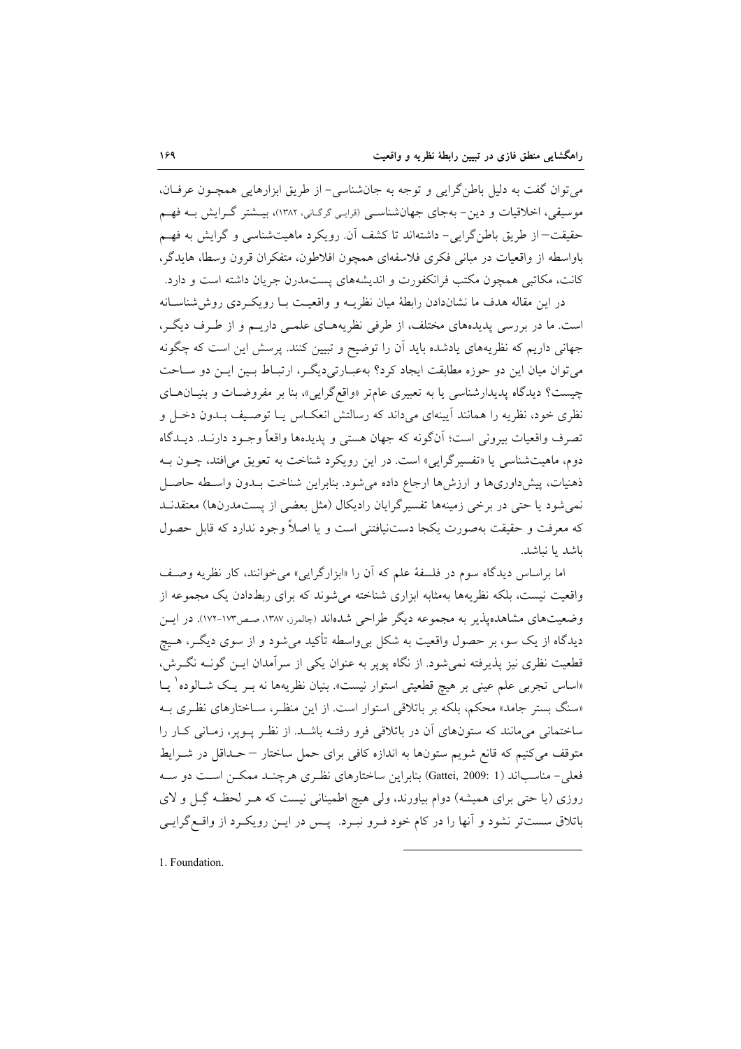می‌توان گفت به دلیل باطن‌گرایی و توجه به جان‌شناسی- از طریق ابزارهایی همچون عرفان، موسیقی، اخلاقیات و دین- به‌جای جهان‌شناسی (قرایی گرگانی، ۱۳۸۲)، بیشتر گرایش به فهم حقیقت- از طریق باطن‌گرایی- داشته‌اند تا کشف آن. رویکرد ماهیت‌شناسی و گرایش به فهم باواسطه از واقعیات در مبانی فکری فلاسفه‌ای همچون افلاطون، متفکران قرون وسطا، هایدگر، کانت، مکاتبی همچون مکتب فرانکفورت و اندیشه‌های پست‌مدرن جریان داشته است و دارد.

در این مقاله هدف ما نشان‌دادن رابطهٔ میان نظریه و واقعیت با رویکردی روش‌شناسانه است. ما در بررسی پدیده‌های مختلف، از طرفی نظریه‌های علمی داریم و از طرف دیگر، جهانی داریم که نظریه‌های یادشده باید آن را توضیح و تبیین کنند. پرسش این است که چگونه می‌توان میان این دو حوزه مطابقت ایجاد کرد؟ به‌عبارتی‌دیگر، ارتباط بین این دو ساحت چیست؟ دیدگاه پدیدارشناسی یا به تعبیری عام‌تر «واقع‌گرایی»، بنا بر مفروضات و بنیان‌های نظری خود، نظریه را همانند آیینه‌ای می‌داند که رسالتش انعکاس یا توصیف بدون دخل و تصرف واقعیات بیرونی است؛ آن‌گونه که جهان هستی و پدیده‌ها واقعاً وجود دارند. دیدگاه دوم، ماهیت‌شناسی یا «تفسیرگرایی» است. در این رویکرد شناخت به تعویق می‌افتد، چون به ذهنیات، پیش‌داوری‌ها و ارزش‌ها ارجاع داده می‌شود. بنابراین شناخت بدون واسطه حاصل نمی‌شود یا حتی در برخی زمینه‌ها تفسیرگرایان رادیکال (مثل بعضی از پست‌مدرن‌ها) معتقدند که معرفت و حقیقت به‌صورت یکجا دست‌نیافتنی است و یا اصلاً وجود ندارد که قابل حصول باشد یا نباشد.

اما براساس دیدگاه سوم در فلسفهٔ علم که آن را «ابزارگرایی» می‌خوانند، کار نظریه وصف واقعیت نیست، بلکه نظریه‌ها به‌مثابه ابزاری شناخته می‌شوند که برای ربط‌دادن یک مجموعه از وضعیت‌های مشاهده‌پذیر به مجموعه دیگر طراحی شده‌اند (چالمرز، ۱۳۸۷، صص۱۷۳-۱۷۲). در این دیدگاه از یک سو، بر حصول واقعیت به شکل بی‌واسطه تأکید می‌شود و از سوی دیگر، هیچ قطعیت نظری نیز پذیرفته نمی‌شود. از نگاه پوپر به عنوان یکی از سرآمدان این گونه نگرش، «اساس تجربی علم عینی بر هیچ قطعیتی استوار نیست». بنیان نظریه‌ها نه بر یک شالوده[1] یا «سنگ بستر جامد» محکم، بلکه بر باتلاقی استوار است. از این منظر، ساختارهای نظری به ساختمانی می‌مانند که ستون‌های آن در باتلاقی فرو رفته باشد. از نظر پوپر، زمانی کار را متوقف می‌کنیم که قانع شویم ستون‌ها به اندازه کافی برای حمل ساختار – حداقل در شرایط فعلی- مناسب‌اند (Gattei, 2009: 1) بنابراین ساختارهای نظری هرچند ممکن است دو سه روزی (یا حتی برای همیشه) دوام بیاورند، ولی هیچ اطمینانی نیست که هر لحظه گِل و لای باتلاق سست‌تر نشود و آنها را در کام خود فرو نبرد. پس در این رویکرد از واقع‌گرایی

---

1. Foundation.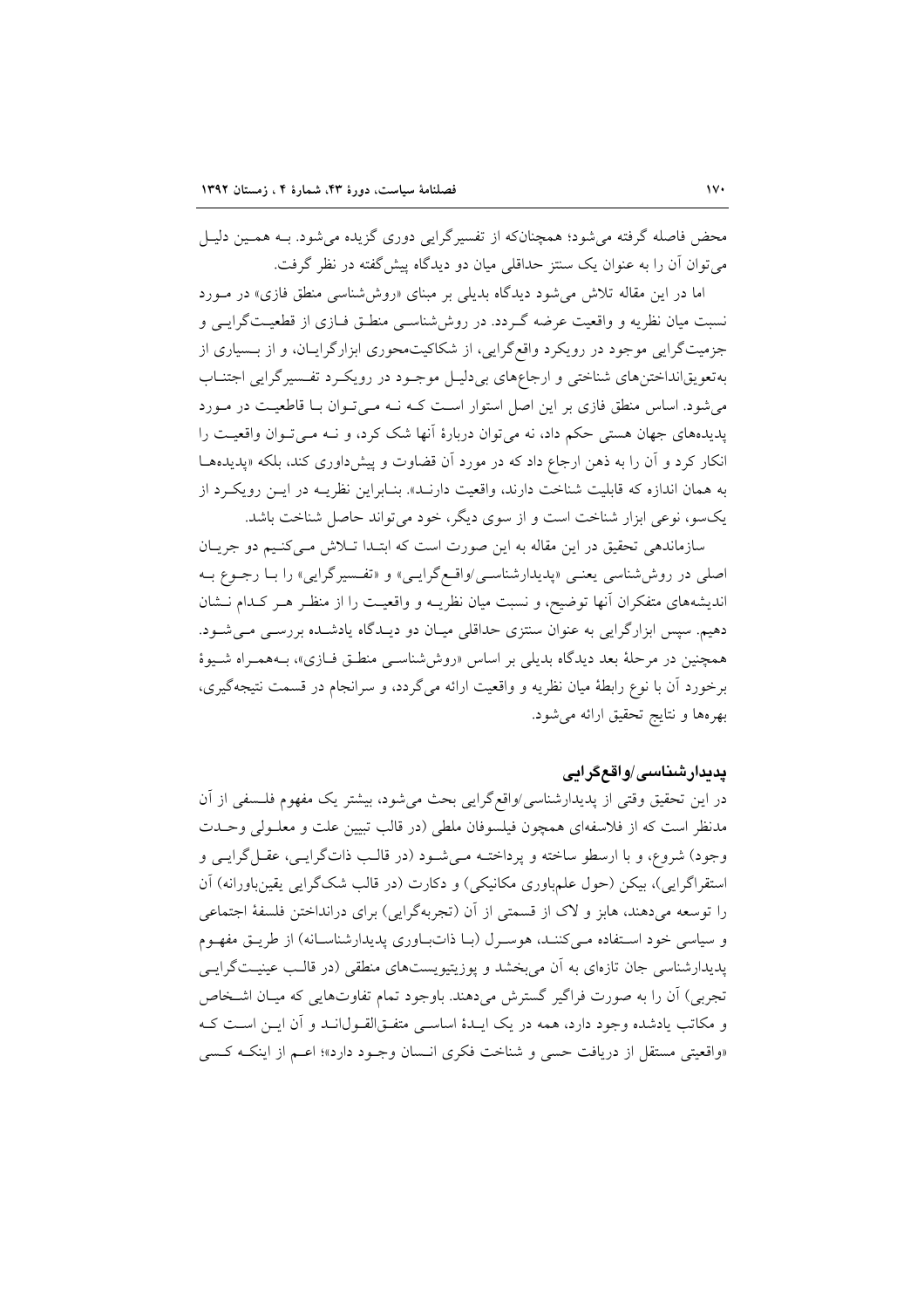محض فاصله گرفته می‌شود؛ همچنان‌که از تفسیرگرایی دوری گزیده می‌شود. بـه همـین دلیـل می‌توان آن را به عنوان یک سنتز حداقلی میان دو دیدگاه پیش‌گفته در نظر گرفت.

اما در این مقاله تلاش می‌شود دیدگاه بدیلی بر مبنای «روش‌شناسی منطق فازی» در مـورد نسبت میان نظریه و واقعیت عرضه گـردد. در روش‌شناسـی منطـق فـازی از قطعیـت‌گرایـی و جزمیت‌گرایی موجود در رویکرد واقع‌گرایی، از شکاکیت‌محوری ابزارگرایـان، و از بـسیاری از به‌تعویق‌انداختن‌های شناختی و ارجاع‌های بی‌دلیـل موجـود در رویکـرد تفـسیرگرایی اجتنـاب می‌شود. اساس منطق فازی بر این اصل استوار اسـت کـه نـه مـی‌تـوان بـا قاطعیـت در مـورد پدیده‌های جهان هستی حکم داد، نه می‌توان دربارهٔ آنها شک کرد، و نـه مـی‌تـوان واقعیـت را انکار کرد و آن را به ذهن ارجاع داد که در مورد آن قضاوت و پیش‌داوری کند، بلکه «پدیده‌هـا به همان اندازه که قابلیت شناخت دارند، واقعیت دارنـد». بنـابراین نظریـه در ایـن رویکـرد از یک‌سو، نوعی ابزار شناخت است و از سوی دیگر، خود می‌تواند حاصل شناخت باشد.

سازماندهی تحقیق در این مقاله به این صورت است که ابتـدا تـلاش مـی‌کنـیم دو جریـان اصلی در روش‌شناسی یعنـی «پدیدارشناسـی/واقـع‌گرایـی» و «تفـسیرگرایی» را بـا رجـوع بـه اندیشه‌های متفکران آنها توضیح، و نسبت میان نظریـه و واقعیـت را از منظـر هـر کـدام نـشان دهیم. سپس ابزارگرایی به عنوان سنتزی حداقلی میـان دو دیـدگاه یادشـده بررسـی مـی‌شـود. همچنین در مرحلهٔ بعد دیدگاه بدیلی بر اساس «روش‌شناسـی منطـق فـازی»، بـه‌همـراه شـیوهٔ برخورد آن با نوع رابطهٔ میان نظریه و واقعیت ارائه می‌گردد، و سرانجام در قسمت نتیجه‌گیری، بهره‌ها و نتایج تحقیق ارائه می‌شود.

## پدیدارشناسی/واقع‌گرایی

در این تحقیق وقتی از پدیدارشناسی/واقع‌گرایی بحث می‌شود، بیشتر یک مفهوم فلـسفی از آن مدنظر است که از فلاسفه‌ای همچون فیلسوفان ملطی (در قالب تبیین علت و معلـولی وحـدت وجود) شروع، و با ارسطو ساخته و پرداختـه مـی‌شـود (در قالـب ذات‌گرایـی، عقـل‌گرایـی و استقراگرایی)، بیکن (حول علم‌باوری مکانیکی) و دکارت (در قالب شک‌گرایی یقین‌باورانه) آن را توسعه می‌دهند، هابز و لاک از قسمتی از آن (تجربه‌گرایی) برای درانداختن فلسفهٔ اجتماعی و سیاسی خود اسـتفاده مـی‌کننـد، هوسـرل (بـا ذات‌بـاوری پدیدارشناسـانه) از طریـق مفهـوم پدیدارشناسی جان تازه‌ای به آن می‌بخشد و پوزیتیویست‌های منطقی (در قالـب عینیـت‌گرایـی تجربی) آن را به صورت فراگیر گسترش می‌دهند. باوجود تمام تفاوت‌هایی که میـان اشـخاص و مکاتب یادشده وجود دارد، همه در یک ایـدهٔ اساسـی متفـق‌القـول‌انـد و آن ایـن اسـت کـه «واقعیتی مستقل از دریافت حسی و شناخت فکری انـسان وجـود دارد»؛ اعـم از اینکـه کـسی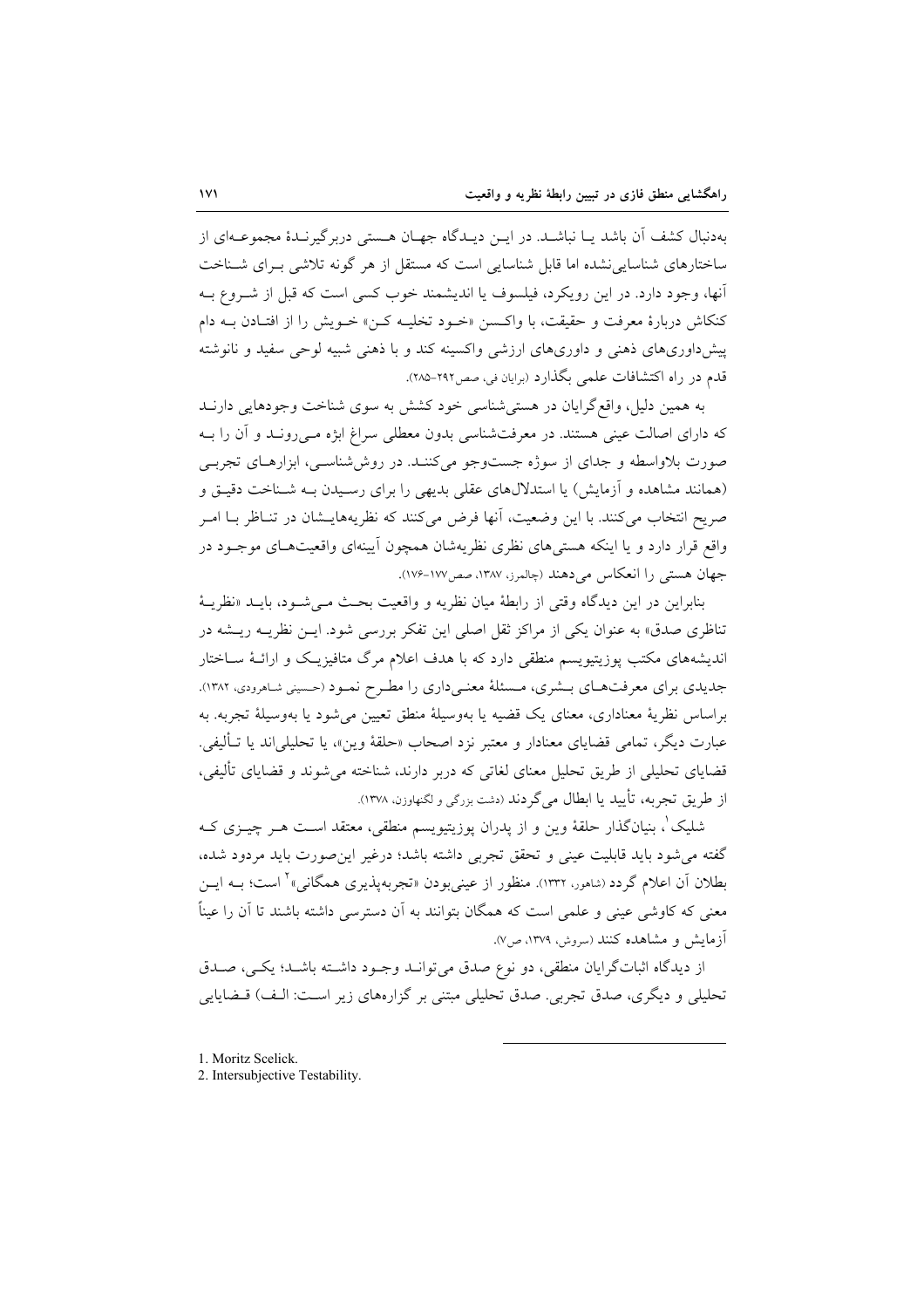به‌دنبال کشف آن باشد یـا نباشـد. در ایـن دیـدگاه جهـان هـستی دربرگیرنـدۀ مجموعـه‌ای از ساختارهای شناسایی‌نشده اما قابل شناسایی است که مستقل از هر گونه تلاشی بـرای شـناخت آنها، وجود دارد. در این رویکرد، فیلسوف یا اندیشمند خوب کسی است که قبل از شـروع بـه کنکاش دربارۀ معرفت و حقیقت، با واکسن «خـود تخلیـه کـن» خـویش را از افتـادن بـه دام پیش‌داوری‌های ذهنی و داوری‌های ارزشی واکسینه کند و با ذهنی شبیه لوحی سفید و نانوشته قدم در راه اکتشافات علمی بگذارد (برایان فی، صص۲۹۲-۲۸۵).

به همین دلیل، واقع‌گرایان در هستی‌شناسی خود کشش به سوی شناخت وجودهایی دارنـد که دارای اصالت عینی هستند. در معرفت‌شناسی بدون معطلی سراغ ابژه مـی‌رونـد و آن را بـه صورت بلاواسطه و جدای از سوژه جست‌وجو می‌کننـد. در روش‌شناسـی، ابزارهـای تجربـی (همانند مشاهده و آزمایش) یا استدلال‌های عقلی بدیهی را برای رسـیدن بـه شـناخت دقیـق و صریح انتخاب می‌کنند. با این وضعیت، آنها فرض می‌کنند که نظریه‌هایـشان در تنـاظر بـا امـر واقع قرار دارد و یا اینکه هستی‌های نظری نظریه‌شان همچون آیینه‌ای واقعیت‌هـای موجـود در جهان هستی را انعکاس می‌دهند (چالمرز، ۱۳۸۷، صص۱۷۷-۱۷۶).

بنابراین در این دیدگاه وقتی از رابطۀ میان نظریه و واقعیت بحـث مـی‌شـود، بایـد «نظریـۀ تناظری صدق» به عنوان یکی از مراکز ثقل اصلی این تفکر بررسی شود. ایـن نظریـه ریـشه در اندیشه‌های مکتب پوزیتیویسم منطقی دارد که با هدف اعلام مرگ متافیزیـک و ارائـۀ سـاختار جدیدی برای معرفت‌هـای بـشری، مـسئلۀ معنـی‌داری را مطـرح نمـود (حسینی شاهرودی، ۱۳۸۲). براساس نظریۀ معناداری، معنای یک قضیه یا به‌وسیلۀ منطق تعیین می‌شود یا به‌وسیلۀ تجربه. به عبارت دیگر، تمامی قضایای معنادار و معتبر نزد اصحاب «حلقۀ وین»، یا تحلیلی‌اند یا تـألیفی. قضایای تحلیلی از طریق تحلیل معنای لغاتی که دربر دارند، شناخته می‌شوند و قضایای تألیفی، از طریق تجربه، تأیید یا ابطال می‌گردند (دشت بزرگی و لگنهاوزن، ۱۳۷۸).

شلیک[1]، بنیانگذار حلقۀ وین و از پدران پوزیتیویسم منطقی، معتقد اسـت هـر چیـزی کـه گفته می‌شود باید قابلیت عینی و تحقق تجربی داشته باشد؛ درغیر این‌صورت باید مردود شده، بطلان آن اعلام گردد (شاهور، ۱۳۳۲). منظور از عینی‌بودن «تجربه‌پذیری همگانی»[2] است؛ بـه ایـن معنی که کاوشی عینی و علمی است که همگان بتوانند به آن دسترسی داشته باشند تا آن را عیناً آزمایش و مشاهده کنند (سروش، ۱۳۷۹، ص۷).

از دیدگاه اثبات‌گرایان منطقی، دو نوع صدق می‌توانـد وجـود داشـته باشـد؛ یکـی، صـدق تحلیلی و دیگری، صدق تجربی. صدق تحلیلی مبتنی بر گزاره‌های زیر اسـت: الـف) قـضایایی

---

1. Moritz Scelick.
2. Intersubjective Testability.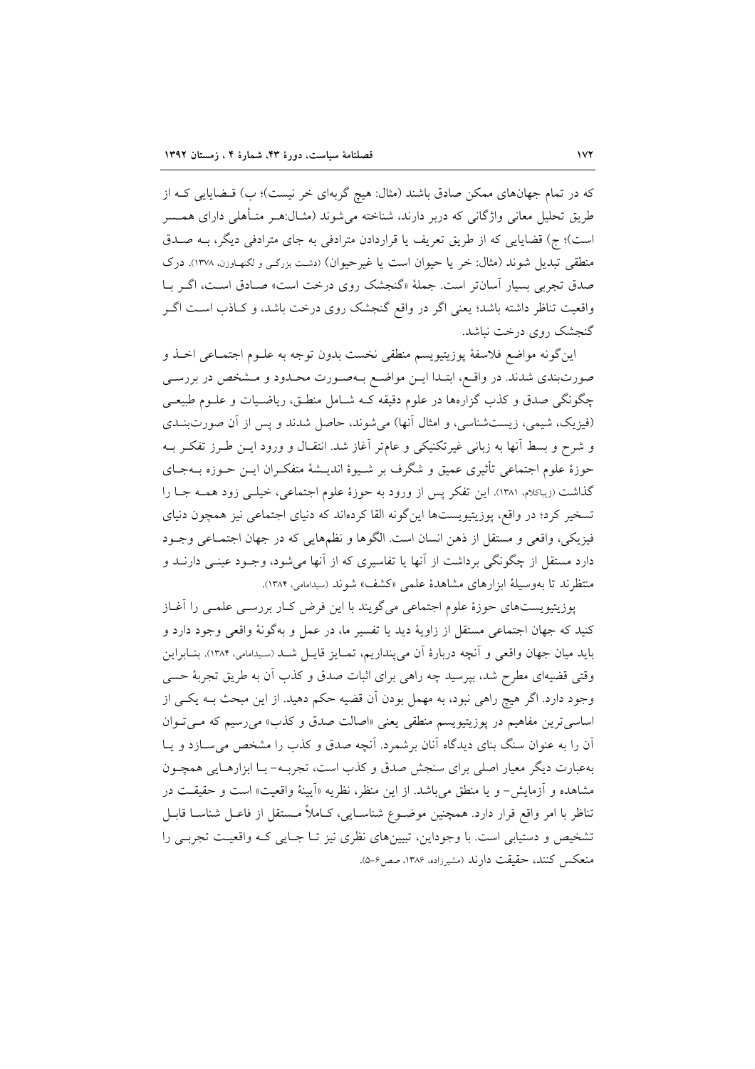که در تمام جهان‌های ممکن صادق باشند (مثال: هیچ گربه‌ای خر نیست)؛ ب) قضایایی که از طریق تحلیل معانی واژگانی که دربر دارند، شناخته می‌شوند (مثال:هر متأهلی دارای همسر است)؛ ج) قضایایی که از طریق تعریف یا قراردادن مترادفی به جای مترادفی دیگر، به صدق منطقی تبدیل شوند (مثال: خر یا حیوان است یا غیرحیوان) (دشت بزرگی و لگنهاوزن، ۱۳۷۸). درک صدق تجربی بسیار آسان‌تر است. جملهٔ «گنجشک روی درخت است» صادق است، اگر با واقعیت تناظر داشته باشد؛ یعنی اگر در واقع گنجشک روی درخت باشد، و کاذب است اگر گنجشک روی درخت نباشد.

این‌گونه مواضع فلاسفهٔ پوزیتیویسم منطقی نخست بدون توجه به علوم اجتماعی اخذ و صورت‌بندی شدند. در واقع، ابتدا این مواضع به‌صورت محدود و مشخص در بررسی چگونگی صدق و کذب گزاره‌ها در علوم دقیقه که شامل منطق، ریاضیات و علوم طبیعی (فیزیک، شیمی، زیست‌شناسی، و امثال آنها) می‌شوند، حاصل شدند و پس از آن صورت‌بندی و شرح و بسط آنها به زبانی غیرتکنیکی و عام‌تر آغاز شد. انتقال و ورود این طرز تفکر به حوزهٔ علوم اجتماعی تأثیری عمیق و شگرف بر شیوهٔ اندیشهٔ متفکران این حوزه به‌جای گذاشت (زیباکلام، ۱۳۸۱). این تفکر پس از ورود به حوزهٔ علوم اجتماعی، خیلی زود همه جا را تسخیر کرد؛ در واقع، پوزیتیویست‌ها این‌گونه القا کرده‌اند که دنیای اجتماعی نیز همچون دنیای فیزیکی، واقعی و مستقل از ذهن انسان است. الگوها و نظم‌هایی که در جهان اجتماعی وجود دارد مستقل از چگونگی برداشت از آنها یا تفاسیری که از آنها می‌شود، وجود عینی دارند و منتظرند تا به‌وسیلهٔ ابزارهای مشاهدهٔ علمی «کشف» شوند (سیدامامی، ۱۳۸۴).

پوزیتیویست‌های حوزهٔ علوم اجتماعی می‌گویند با این فرض کار بررسی علمی را آغاز کنید که جهان اجتماعی مستقل از زاویهٔ دید یا تفسیر ما، در عمل و به‌گونهٔ واقعی وجود دارد و باید میان جهان واقعی و آنچه دربارهٔ آن می‌پنداریم، تمایز قایل شد (سیدامامی، ۱۳۸۴). بنابراین وقتی قضیه‌ای مطرح شد، بپرسید چه راهی برای اثبات صدق و کذب آن به طریق تجربهٔ حسی وجود دارد. اگر هیچ راهی نبود، به مهمل بودن آن قضیه حکم دهید. از این مبحث به یکی از اساسی‌ترین مفاهیم در پوزیتیویسم منطقی یعنی «اصالت صدق و کذب» می‌رسیم که می‌توان آن را به عنوان سنگ بنای دیدگاه آنان برشمرد. آنچه صدق و کذب را مشخص می‌سازد و یا به‌عبارت دیگر معیار اصلی برای سنجش صدق و کذب است، تجربه- با ابزارهایی همچون مشاهده و آزمایش- و یا منطق می‌باشد. از این منظر، نظریه «آیینهٔ واقعیت» است و حقیقت در تناظر با امر واقع قرار دارد. همچنین موضوع شناسایی، کاملاً مستقل از فاعل شناسا قابل تشخیص و دستیابی است. با وجوداین، تبیین‌های نظری نیز تا جایی که واقعیت تجربی را منعکس کنند، حقیقت دارند (مشیرزاده، ۱۳۸۶، صص۶-۵).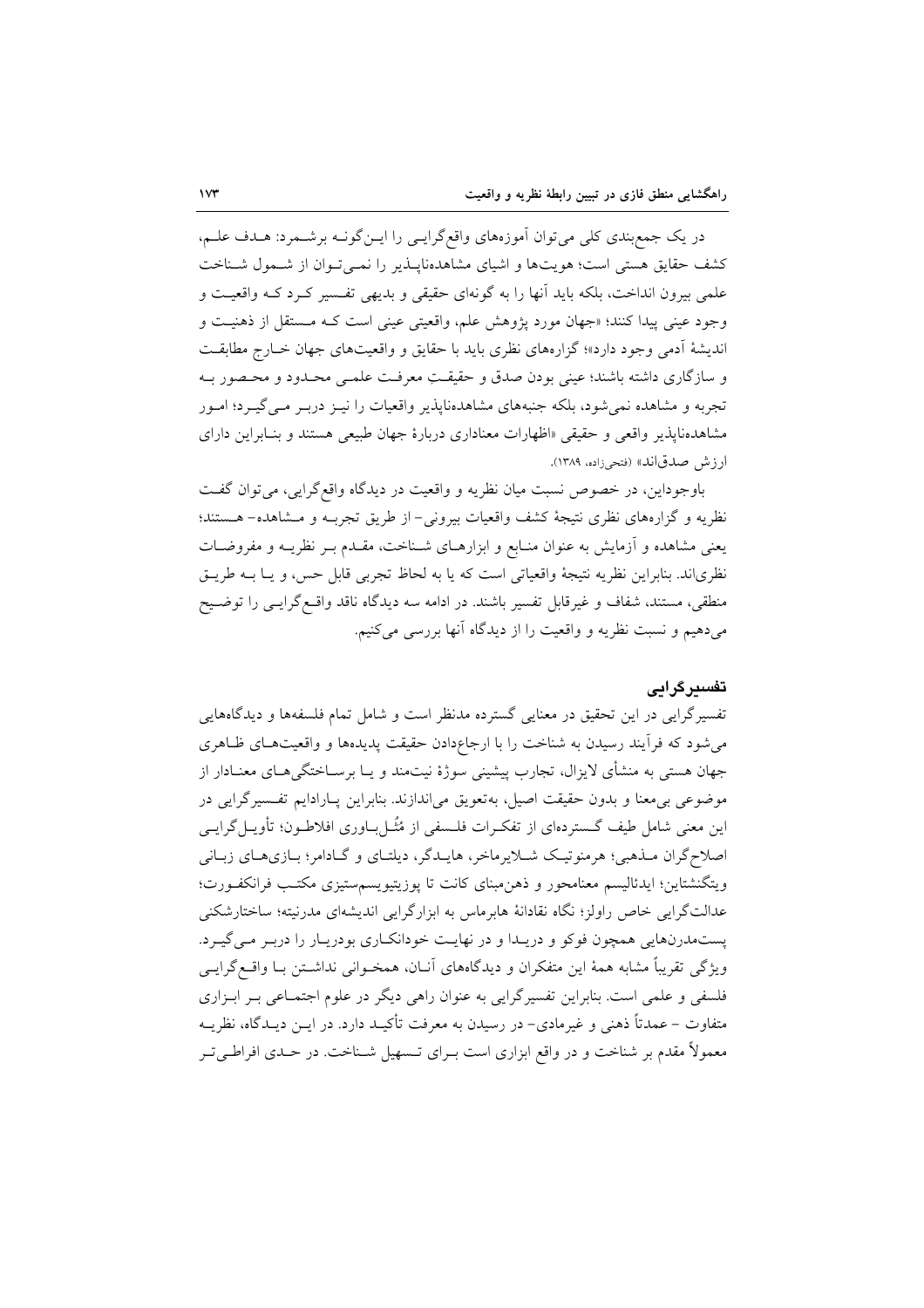در یک جمع‌بندی کلی می‌توان آموزه‌های واقع‌گرایی را این‌گونه برشمرد: هدف علم، کشف حقایق هستی است؛ هویت‌ها و اشیای مشاهده‌ناپذیر را نمی‌توان از شمول شناخت علمی بیرون انداخت، بلکه باید آنها را به گونه‌ای حقیقی و بدیهی تفسیر کرد که واقعیت و وجود عینی پیدا کنند؛ «جهان مورد پژوهش علم، واقعیتی عینی است که مستقل از ذهنیت و اندیشهٔ آدمی وجود دارد»؛ گزاره‌های نظری باید با حقایق و واقعیت‌های جهان خارج مطابقت و سازگاری داشته باشند؛ عینی بودن صدق و حقیقتِ معرفت علمی محدود و محصور به تجربه و مشاهده نمی‌شود، بلکه جنبه‌های مشاهده‌ناپذیر واقعیات را نیز دربر می‌گیرد؛ امور مشاهده‌ناپذیر واقعی و حقیقی «اظهارات معناداری دربارهٔ جهان طبیعی هستند و بنابراین دارای ارزش صدق‌اند» (فتحی‌زاده، ۱۳۸۹).

باوجوداین، در خصوص نسبت میان نظریه و واقعیت در دیدگاه واقع‌گرایی، می‌توان گفت نظریه و گزاره‌های نظری نتیجهٔ کشف واقعیات بیرونی– از طریق تجربه و مشاهده– هستند؛ یعنی مشاهده و آزمایش به عنوان منابع و ابزارهای شناخت، مقدم بر نظریه و مفروضات نظری‌اند. بنابراین نظریه نتیجهٔ واقعیاتی است که یا به لحاظ تجربی قابل حس، و یا به طریق منطقی، مستند، شفاف و غیرقابل تفسیر باشند. در ادامه سه دیدگاه ناقد واقع‌گرایی را توضیح می‌دهیم و نسبت نظریه و واقعیت را از دیدگاه آنها بررسی می‌کنیم.

## تفسیرگرایی

تفسیرگرایی در این تحقیق در معنایی گسترده مدنظر است و شامل تمام فلسفه‌ها و دیدگاه‌هایی می‌شود که فرآیند رسیدن به شناخت را با ارجاع‌دادن حقیقت پدیده‌ها و واقعیت‌های ظاهری جهان هستی به منشأی لایزال، تجارب پیشینی سوژهٔ نیت‌مند و یا برساختگی‌های معنادار از موضوعی بی‌معنا و بدون حقیقت اصیل، به‌تعویق می‌اندازند. بنابراین پارادایم تفسیرگرایی در این معنی شامل طیف گسترده‌ای از تفکرات فلسفی از مُثُل‌باوری افلاطون؛ تأویل‌گرایی اصلاح‌گران مذهبی؛ هرمنوتیک شلایرماخر، هایدگر، دیلتای و گادامر؛ بازی‌های زبانی ویتگنشتاین؛ ایدئالیسم معنامحور و ذهن‌مبنای کانت تا پوزیتیویسم‌ستیزی مکتب فرانکفورت؛ عدالت‌گرایی خاص راولز؛ نگاه نقادانهٔ هابرماس به ابزارگرایی اندیشه‌ای مدرنیته؛ ساختارشکنی پست‌مدرن‌هایی همچون فوکو و دریدا و در نهایت خودانکاری بودریار را دربر می‌گیرد. ویژگی تقریباً مشابه همهٔ این متفکران و دیدگاه‌های آنان، همخوانی نداشتن با واقع‌گرایی فلسفی و علمی است. بنابراین تفسیرگرایی به عنوان راهی دیگر در علوم اجتماعی بر ابزاری متفاوت – عمدتاً ذهنی و غیرمادی– در رسیدن به معرفت تأکید دارد. در این دیدگاه، نظریه معمولاً مقدم بر شناخت و در واقع ابزاری است برای تسهیل شناخت. در حدی افراطی‌تر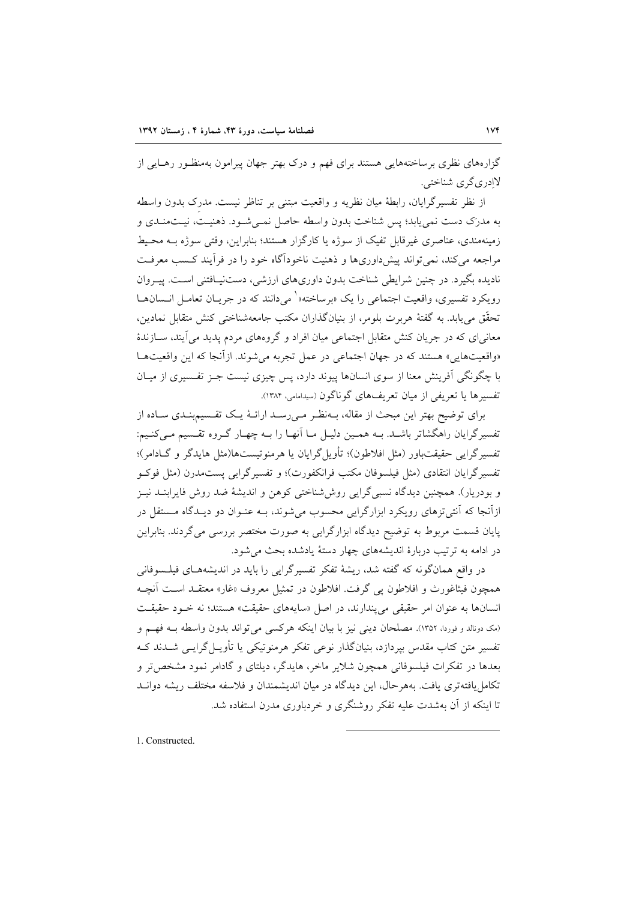گزاره‌های نظری برساخته‌هایی هستند برای فهم و درک بهتر جهان پیرامون به‌منظـور رهـایی از لاادری‌گری شناختی.

از نظر تفسیرگرایان، رابطهٔ میان نظریه و واقعیت مبتنی بر تناظر نیست. مدرِک بدون واسطه به مدرَک دست نمی‌یابد؛ پس شناخت بدون واسطه حاصل نمـی‌شـود. ذهنیـت، نیـت‌منـدی و زمینه‌مندی، عناصری غیرقابل تفیک از سوژه یا کارگزار هستند؛ بنابراین، وقتی سوژه بـه محـیط مراجعه می‌کند، نمی‌تواند پیش‌داوری‌ها و ذهنیت ناخودآگاه خود را در فرآیند کـسب معرفـت نادیده بگیرد. در چنین شرایطی شناخت بدون داوری‌های ارزشی، دست‌نیـافتنی اسـت. پیـروان رویکرد تفسیری، واقعیت اجتماعی را یک «برساخته»[1] می‌دانند که در جریـان تعامـل انـسان‌هـا تحقق می‌یابد. به گفتهٔ هربرت بلومر، از بنیان‌گذاران مکتب جامعه‌شناختی کنش متقابل نمادین، معانی‌ای که در جریان کنش متقابل اجتماعی میان افراد و گروه‌های مردم پدید می‌آیند، سـازندهٔ «واقعیت‌هایی» هستند که در جهان اجتماعی در عمل تجربه می‌شوند. ازآنجا که این واقعیت‌هـا با چگونگی آفرینش معنا از سوی انسان‌ها پیوند دارد، پس چیزی نیست جـز تفـسیری از میـان تفسیرها یا تعریفی از میان تعریف‌های گوناگون (سیدامامی، ۱۳۸۴).

برای توضیح بهتر این مبحث از مقاله، بـه‌نظـر مـی‌رسـد ارائـهٔ یـک تقـسیم‌بنـدی سـاده از تفسیرگرایان راهگشاتر باشـد. بـه همـین دلیـل مـا آنهـا را بـه چهـار گـروه تقـسیم مـی‌کنـیم: تفسیرگرایی حقیقت‌باور (مثل افلاطون)؛ تأویل‌گرایان یا هرمنوتیست‌ها(مثل هایدگر و گـادامر)؛ تفسیرگرایان انتقادی (مثل فیلسوفان مکتب فرانکفورت)؛ و تفسیرگرایی پست‌مدرن (مثل فوکـو و بودریار). همچنین دیدگاه نسبی‌گرایی روش‌شناختی کوهن و اندیشهٔ ضد روش فایرابنـد نیـز ازآنجا که آنتی‌تزهای رویکرد ابزارگرایی محسوب می‌شوند، بـه عنـوان دو دیـدگاه مـستقل در پایان قسمت مربوط به توضیح دیدگاه ابزارگرایی به صورت مختصر بررسی می‌گردند. بنابراین در ادامه به ترتیب دربارهٔ اندیشه‌های چهار دستهٔ یادشده بحث می‌شود.

در واقع همان‌گونه که گفته شد، ریشهٔ تفکر تفسیرگرایی را باید در اندیشه‌هـای فیلـسوفانی همچون فیثاغورث و افلاطون پی گرفت. افلاطون در تمثیل معروف «غار» معتقـد اسـت آنچـه انسان‌ها به عنوان امر حقیقی می‌پندارند، در اصل «سایه‌های حقیقت» هستند؛ نه خـود حقیقـت (مک دونالد و فوردا، ۱۳۵۲). مصلحان دینی نیز با بیان اینکه هرکسی می‌تواند بدون واسطه بـه فهـم و تفسیر متن کتاب مقدس بپردازد، بنیان‌گذار نوعی تفکر هرمنوتیکی یا تأویـل‌گرایـی شـدند کـه بعدها در تفکرات فیلسوفانی همچون شلایر ماخر، هایدگر، دیلتای و گادامر نمود مشخص‌تر و تکامل‌یافته‌تری یافت. به‌هرحال، این دیدگاه در میان اندیشمندان و فلاسفه مختلف ریشه دوانـد تا اینکه از آن به‌شدت علیه تفکر روشنگری و خردباوری مدرن استفاده شد.

---

1. Constructed.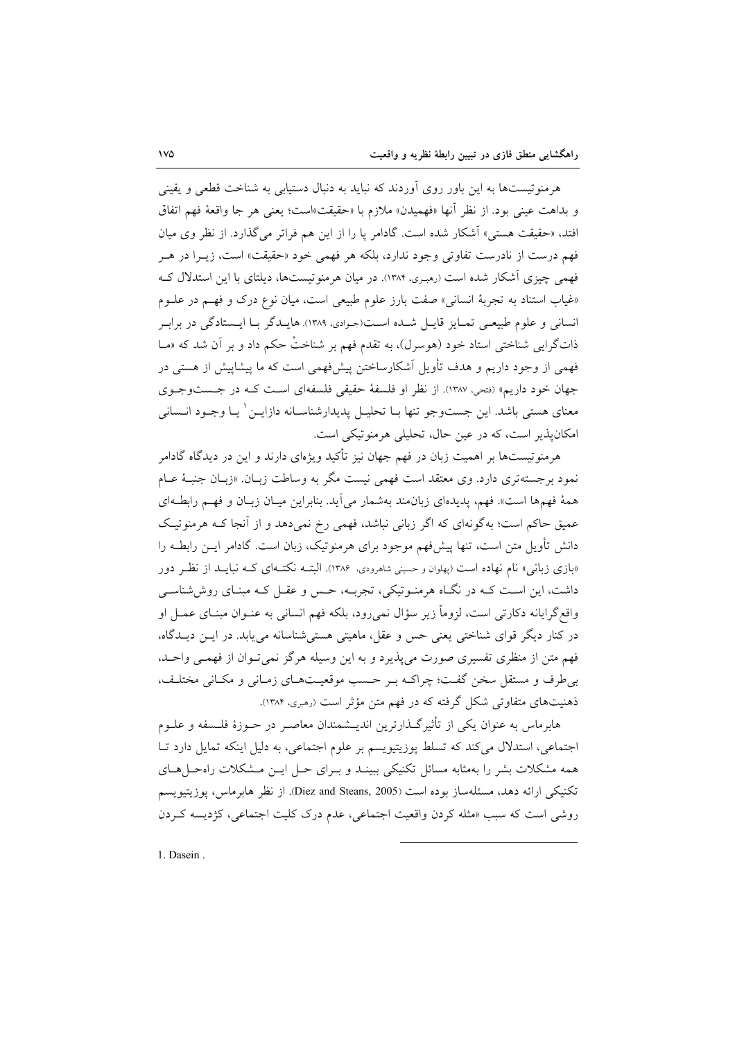هرمنوتیست‌ها به این باور روی آوردند که نباید به دنبال دستیابی به شناخت قطعی و یقینی و بداهت عینی بود. از نظر آنها «فهمیدن» ملازم با «حقیقت»است؛ یعنی هر جا واقعهٔ فهم اتفاق افتد، «حقیقت هستی» آشکار شده است. گادامر پا را از این هم فراتر می‌گذارد. از نظر وی میان فهم درست از نادرست تفاوتی وجود ندارد، بلکه هر فهمی خود «حقیقت» است، زیـرا در هـر فهمی چیزی آشکار شده است (رهبری، ۱۳۸۴). در میان هرمنوتیست‌ها، دیلتای با این استدلال کـه «غیاب استناد به تجربهٔ انسانی» صفت بارز علوم طبیعی است، میان نوع درک و فهـم در علـوم انسانی و علوم طبیعـی تمـایز قایـل شـده اسـت(جوادی، ۱۳۸۹). هایـدگر بـا ایـستادگی در برابـر ذات‌گرایی شناختی استاد خود (هوسرل)، به تقدم فهم بر شناختْ حکم داد و بر آن شد که «مـا فهمی از وجود داریم و هدف تأویل آشکارساختن پیش‌فهمی است که ما پیشاپیش از هستی در جهان خود داریم» (فتحی، ۱۳۸۷). از نظر او فلسفهٔ حقیقی فلسفه‌ای اسـت کـه در جـست‌وجـوی معنای هستی باشد. این جست‌وجو تنها بـا تحلیـل پدیدارشناسـانه دازایـن[1] یـا وجـود انـسانی امکان‌پذیر است، که در عین حال، تحلیلی هرمنوتیکی است.

هرمنوتیست‌ها بر اهمیت زبان در فهم جهان نیز تأکید ویژه‌ای دارند و این در دیدگاه گادامر نمود برجسته‌تری دارد. وی معتقد است فهمی نیست مگر به وساطت زبـان. «زبـان جنبـهٔ عـام همهٔ فهم‌ها است». فهم، پدیده‌ای زبان‌مند به‌شمار می‌آید. بنابراین میـان زبـان و فهـم رابطـه‌ای عمیق حاکم است؛ به‌گونه‌ای که اگر زبانی نباشد، فهمی رخ نمی‌دهد و از آنجا کـه هرمنوتیـک دانش تأویل متن است، تنها پیش‌فهم موجود برای هرمنوتیک، زبان است. گادامر ایـن رابطـه را «بازی زبانی» نام نهاده است (پهلوان و حسینی شاهرودی، ۱۳۸۶). البتـه نکتـه‌ای کـه نبایـد از نظـر دور داشت، این اسـت کـه در نگـاه هرمنـوتیکی، تجربـه، حـس و عقـل کـه مبنـای روش‌شناسـی واقع‌گرایانه دکارتی است، لزوماً زیر سؤال نمی‌رود، بلکه فهم انسانی به عنـوان مبنـای عمـل او در کنار دیگر قوای شناختی یعنی حس و عقل، ماهیتی هستی‌شناسانه می‌یابد. در ایـن دیـدگاه، فهم متن از منظری تفسیری صورت می‌پذیرد و به این وسیله هرگز نمی‌تـوان از فهمـی واحـد، بی‌طرف و مستقل سخن گفـت؛ چراکـه بـر حـسب موقعیـت‌هـای زمـانی و مکـانی مختلـف، ذهنیت‌های متفاوتی شکل گرفته که در فهم متن مؤثر است (رهبری، ۱۳۸۴).

هابرماس به عنوان یکی از تأثیرگـذارترین اندیـشمندان معاصـر در حـوزهٔ فلـسفه و علـوم اجتماعی، استدلال می‌کند که تسلط پوزیتیویسم بر علوم اجتماعی، به دلیل اینکه تمایل دارد تـا همه مشکلات بشر را به‌مثابه مسائل تکنیکی ببینـد و بـرای حـل ایـن مـشکلات راه‌حـل‌هـای تکنیکی ارائه دهد، مسئله‌ساز بوده است (Diez and Steans, 2005). از نظر هابرماس، پوزیتیویسم روشی است که سبب «مثله کردن واقعیت اجتماعی، عدم درک کلیت اجتماعی، کژدیسه کـردن

1. Dasein .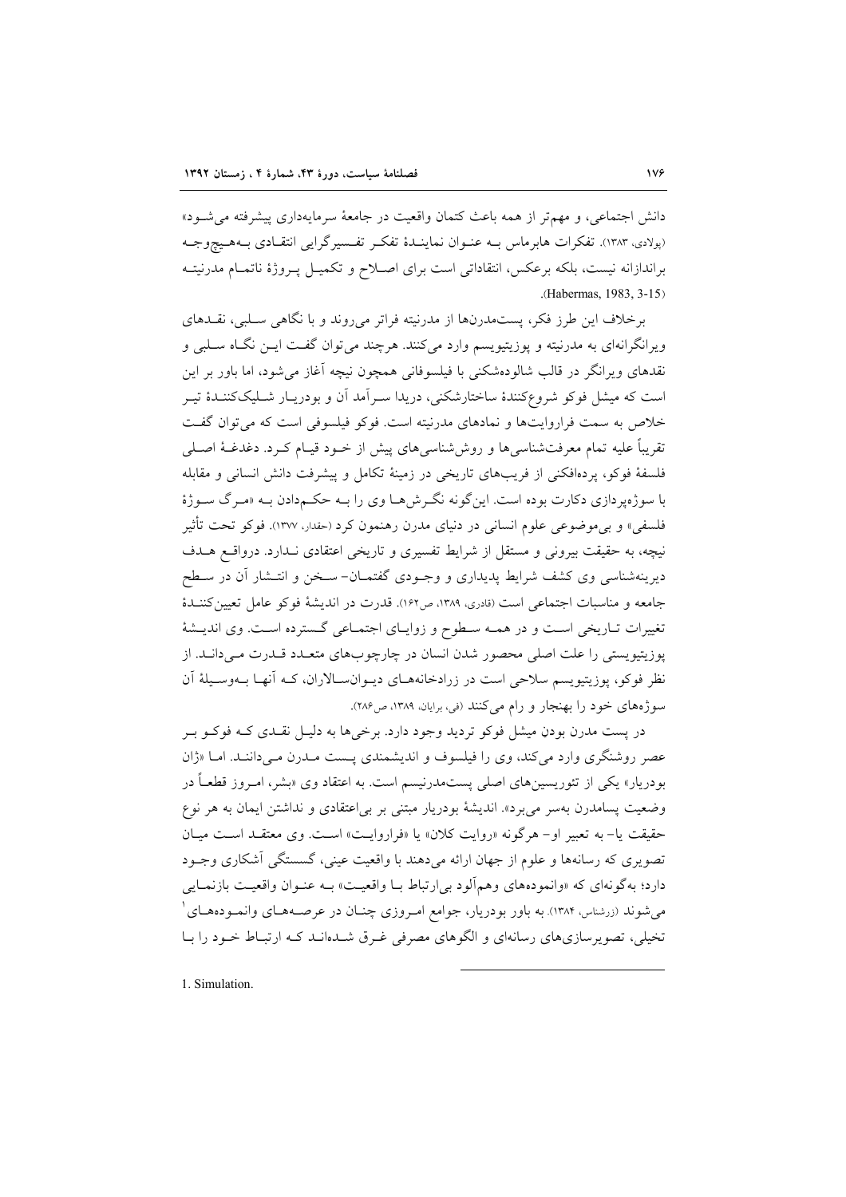دانش اجتماعی، و مهم‌تر از همه باعث کتمان واقعیت در جامعهٔ سرمایه‌داری پیشرفته می‌شـود» (پولادی، ۱۳۸۳). تفکرات هابرماس بـه عنـوان نماینـدهٔ تفکـر تفـسیرگرایی انتقـادی بـه‌هـیچ‌وجـه براندازانه نیست، بلکه برعکس، انتقاداتی است برای اصـلاح و تکمیـل پـروژهٔ ناتمـام مدرنیتـه (Habermas, 1983, 3-15).

برخلاف این طرز فکر، پست‌مدرن‌ها از مدرنیته فراتر می‌روند و با نگاهی سـلبی، نقـدهای ویرانگرانه‌ای به مدرنیته و پوزیتیویسم وارد می‌کنند. هرچند می‌توان گفـت ایـن نگـاه سـلبی و نقدهای ویرانگر در قالب شالوده‌شکنی با فیلسوفانی همچون نیچه آغاز می‌شود، اما باور بر این است که میشل فوکو شروع‌کنندهٔ ساختارشکنی، دریدا سـرآمد آن و بودریـار شـلیک‌کننـدهٔ تیـر خلاص به سمت فراروایت‌ها و نمادهای مدرنیته است. فوکو فیلسوفی است که می‌توان گفـت تقریباً علیه تمام معرفت‌شناسی‌ها و روش‌شناسی‌های پیش از خـود قیـام کـرد. دغدغـهٔ اصـلی فلسفهٔ فوکو، پرده‌افکنی از فریب‌های تاریخی در زمینهٔ تکامل و پیشرفت دانش انسانی و مقابله با سوژه‌پردازی دکارت بوده است. این‌گونه نگـرش‌هـا وی را بـه حکـم‌دادن بـه «مـرگ سـوژهٔ فلسفی» و بی‌موضوعی علوم انسانی در دنیای مدرن رهنمون کرد (حقدار، ۱۳۷۷). فوکو تحت تأثیر نیچه، به حقیقت بیرونی و مستقل از شرایط تفسیری و تاریخی اعتقادی نـدارد. درواقـع هـدف دیرینه‌شناسی وی کشف شرایط پدیداری و وجـودی گفتمـان- سـخن و انتـشار آن در سـطح جامعه و مناسبات اجتماعی است (قادری، ۱۳۸۹، ص۱۶۲). قدرت در اندیشهٔ فوکو عامل تعیین‌کننـدهٔ تغییرات تـاریخی اسـت و در همـه سـطوح و زوایـای اجتمـاعی گسترده اسـت. وی اندیـشهٔ پوزیتیویستی را علت اصلی محصور شدن انسان در چارچوب‌های متعـدد قـدرت مـی‌دانـد. از نظر فوکو، پوزیتیویسم سلاحی است در زرادخانه‌هـای دیـوان‌سـالاران، کـه آنهـا بـه‌وسـیلهٔ آن سوژه‌های خود را بهنجار و رام می‌کنند (فی، برایان، ۱۳۸۹، ص۲۸۶).

در پست مدرن بودن میشل فوکو تردید وجود دارد. برخی‌ها به دلیـل نقـدی کـه فوکـو بـر عصر روشنگری وارد می‌کند، وی را فیلسوف و اندیشمندی پـست مـدرن مـی‌داننـد. امـا «ژان بودریار» یکی از تئوریسین‌های اصلی پست‌مدرنیسم است. به اعتقاد وی «بشر، امـروز قطعـاً در وضعیت پسامدرن به‌سر می‌برد». اندیشهٔ بودریار مبتنی بر بی‌اعتقادی و نداشتن ایمان به هر نوع حقیقت یا- به تعبیر او- هرگونه «روایت کلان» یا «فراروایـت» اسـت. وی معتقـد اسـت میـان تصویری که رسانه‌ها و علوم از جهان ارائه می‌دهند با واقعیت عینی، گسستگی آشکاری وجـود دارد؛ به‌گونه‌ای که «وانموده‌های وهم‌آلود بی‌ارتباط بـا واقعیـت» بـه عنـوان واقعیـت بازنمـایی می‌شوند (زرشناس، ۱۳۸۴). به باور بودریار، جوامع امـروزی چنـان در عرصـه‌هـای وانمـوده‌هـای[1] تخیلی، تصویرسازی‌های رسانه‌ای و الگوهای مصرفی غـرق شـده‌انـد کـه ارتبـاط خـود را بـا

1. Simulation.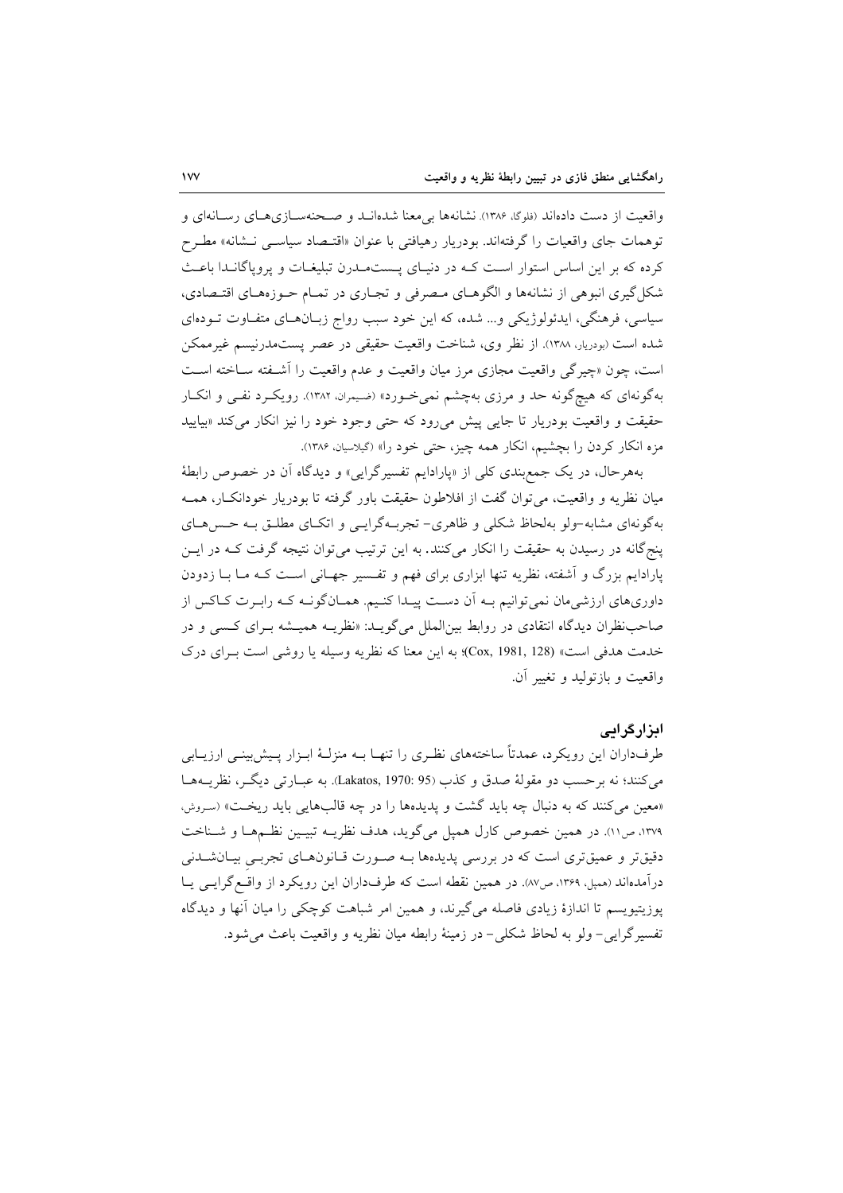واقعیت از دست داده‌اند (فلوگا، ۱۳۸۶). نشانه‌ها بی‌معنا شده‌انـد و صـحنه‌سـازی‌هـای رسـانه‌ای و توهمات جای واقعیات را گرفته‌اند. بودریار رهیافتی با عنوان «اقتـصاد سیاسـی نـشانه» مطـرح کرده که بر این اساس استوار اسـت کـه در دنیـای پـست‌مـدرن تبلیغـات و پروپاگانـدا باعـث شکل‌گیری انبوهی از نشانه‌ها و الگوهـای مـصرفی و تجـاری در تمـام حـوزه‌هـای اقتـصادی، سیاسی، فرهنگی، ایدئولوژیکی و... شده، که این خود سبب رواج زبـان‌هـای متفـاوت تـوده‌ای شده است (بودریار، ۱۳۸۸). از نظر وی، شناخت واقعیت حقیقی در عصر پست‌مدرنیسم غیرممکن است، چون «چیرگی واقعیت مجازی مرز میان واقعیت و عدم واقعیت را آشـفته سـاخته اسـت به‌گونه‌ای که هیچ‌گونه حد و مرزی به‌چشم نمی‌خـورد» (ضیمران، ۱۳۸۲). رویکـرد نفـی و انکـار حقیقت و واقعیت بودریار تا جایی پیش می‌رود که حتی وجود خود را نیز انکار می‌کند «بیایید مزه انکار کردن را بچشیم، انکار همه چیز، حتی خود را» (گیلاسیان، ۱۳۸۶).

به‌هرحال، در یک جمع‌بندی کلی از «پارادایم تفسیرگرایی» و دیدگاه آن در خصوص رابطهٔ میان نظریه و واقعیت، می‌توان گفت از افلاطون حقیقت باور گرفته تا بودریار خودانکـار، همـه به‌گونه‌ای مشابه–ولو به‌لحاظ شکلی و ظاهری– تجربـه‌گرایـی و اتکـای مطلـق بـه حـس‌هـای پنج‌گانه در رسیدن به حقیقت را انکار می‌کنند. به این ترتیب می‌توان نتیجه گرفت کـه در ایـن پارادایم بزرگ و آشفته، نظریه تنها ابزاری برای فهم و تفـسیر جهـانی اسـت کـه مـا بـا زدودن داوری‌های ارزشی‌مان نمی‌توانیم بـه آن دسـت پیـدا کنـیم. همـان‌گونـه کـه رابـرت کـاکس از صاحب‌نظران دیدگاه انتقادی در روابط بین‌الملل می‌گویـد: «نظریـه همیـشه بـرای کـسی و در خدمت هدفی است» (Cox, 1981, 128)؛ به این معنا که نظریه وسیله یا روشی است بـرای درک واقعیت و بازتولید و تغییر آن.

### ابزارگرایی

طرف‌داران این رویکرد، عمدتاً ساخته‌های نظـری را تنهـا بـه منزلـهٔ ابـزار پـیش‌بینـی ارزیـابی می‌کنند؛ نه برحسب دو مقولهٔ صدق و کذب (Lakatos, 1970: 95). به عبـارتی دیگـر، نظریـه‌هـا «معین می‌کنند که به دنبال چه باید گشت و پدیده‌ها را در چه قالب‌هایی باید ریخـت» (سروش، ۱۳۷۹، ص۱۱). در همین خصوص کارل همپل می‌گوید، هدف نظریـه تبیـین نظـم‌هـا و شـناخت دقیق‌تر و عمیق‌تری است که در بررسی پدیده‌ها بـه صـورت قـانون‌هـای تجربـی بیـان‌شـدنی درآمده‌اند (همپل، ۱۳۶۹، ص۸۷). در همین نقطه است که طرف‌داران این رویکرد از واقـع‌گرایـی یـا پوزیتیویسم تا اندازهٔ زیادی فاصله می‌گیرند، و همین امر شباهت کوچکی را میان آنها و دیدگاه تفسیرگرایی– ولو به لحاظ شکلی– در زمینهٔ رابطه میان نظریه و واقعیت باعث می‌شود.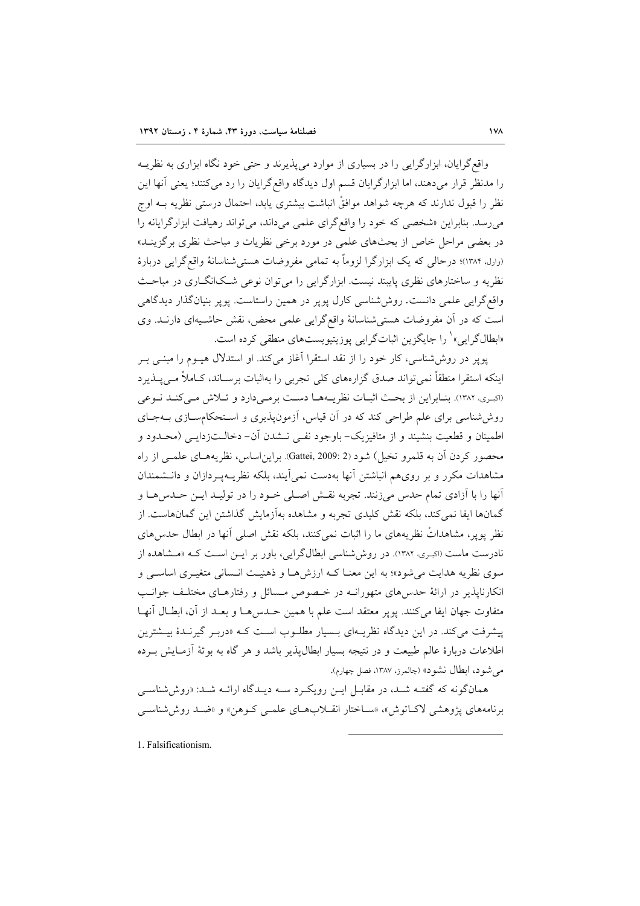واقع‌گرایان، ابزارگرایی را در بسیاری از موارد می‌پذیرند و حتی خود نگاه ابزاری به نظریه را مدنظر قرار می‌دهند، اما ابزارگرایان قسم اول دیدگاه واقع‌گرایان را رد می‌کنند؛ یعنی آنها این نظر را قبول ندارند که هرچه شواهد موافقْ انباشت بیشتری یابد، احتمال درستی نظریه به اوج می‌رسد. بنابراین «شخصی که خود را واقع‌گرای علمی می‌داند، می‌تواند رهیافت ابزارگرایانه را در بعضی مراحل خاص از بحث‌های علمی در مورد برخی نظریات و مباحث نظری برگزیند» (وارل، ۱۳۸۴)؛ درحالی که یک ابزارگرا لزوماً به تمامی مفروضات هستی‌شناسانهٔ واقع‌گرایی دربارهٔ نظریه و ساختارهای نظری پایبند نیست. ابزارگرایی را می‌توان نوعی شک‌انگاری در مباحث واقع‌گرایی علمی دانست. روش‌شناسی کارل پوپر در همین راستاست. پوپر بنیان‌گذار دیدگاهی است که در آن مفروضات هستی‌شناسانهٔ واقع‌گرایی علمی محض، نقش حاشیه‌ای دارند. وی «ابطال‌گرایی»[1] را جایگزین اثبات‌گرایی پوزیتیویست‌های منطقی کرده است.

پوپر در روش‌شناسی، کار خود را از نقد استقرا آغاز می‌کند. او استدلال هیوم را مبنی بر اینکه استقرا منطقاً نمی‌تواند صدق گزاره‌های کلی تجربی را به‌اثبات برساند، کاملاً می‌پذیرد (اکبری، ۱۳۸۲). بنابراین از بحث اثبات نظریه‌ها دست برمی‌دارد و تلاش می‌کند نوعی روش‌شناسی برای علم طراحی کند که در آن قیاس، آزمون‌پذیری و استحکام‌سازی به‌جای اطمینان و قطعیت بنشیند و از متافیزیک- باوجود نفی نشدن آن- دخالت‌زدایی (محدود و محصور کردن آن به قلمرو تخیل) شود (Gattei, 2009: 2). براین‌اساس، نظریه‌های علمی از راه مشاهدات مکرر و بر روی‌هم انباشتن آنها به‌دست نمی‌آیند، بلکه نظریه‌پردازان و دانشمندان آنها را با آزادی تمام حدس می‌زنند. تجربه نقش اصلی خود را در تولید این حدس‌ها و گمان‌ها ایفا نمی‌کند، بلکه نقش کلیدی تجربه و مشاهده به‌آزمایش گذاشتن این گمان‌هاست. از نظر پوپر، مشاهداتْ نظریه‌های ما را اثبات نمی‌کنند، بلکه نقش اصلی آنها در ابطال حدس‌های نادرست ماست (اکبری، ۱۳۸۲). در روش‌شناسی ابطال‌گرایی، باور بر این است که «مشاهده از سوی نظریه هدایت می‌شود»؛ به این معنا که ارزش‌ها و ذهنیت انسانی متغیری اساسی و انکارناپذیر در ارائهٔ حدس‌های متهورانه در خصوص مسائل و رفتارهای مختلف جوانب متفاوت جهان ایفا می‌کنند. پوپر معتقد است علم با همین حدس‌ها و بعد از آن، ابطال آنها پیشرفت می‌کند. در این دیدگاه نظریه‌ای بسیار مطلوب است که «دربر گیرندهٔ بیشترین اطلاعات دربارهٔ عالم طبیعت و در نتیجه بسیار ابطال‌پذیر باشد و هر گاه به بوتهٔ آزمایش برده می‌شود، ابطال نشود» (چالمرز، ۱۳۸۷، فصل چهارم).

همان‌گونه که گفته شد، در مقابل این رویکرد سه دیدگاه ارائه شد: «روش‌شناسی برنامه‌های پژوهشی لاکاتوش»، «ساختار انقلاب‌های علمی کوهن» و «ضد روش‌شناسی

---

1. Falsificationism.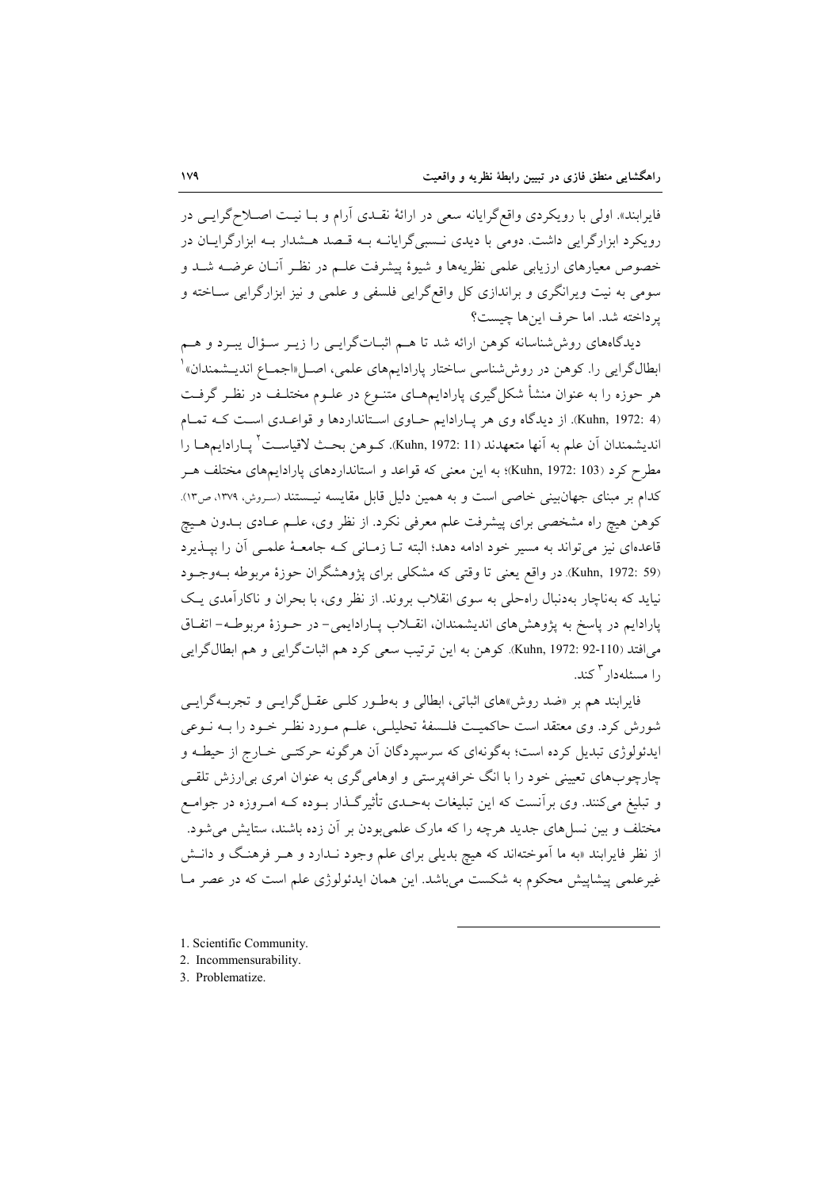فایرابند». اولی با رویکردی واقع‌گرایانه سعی در ارائهٔ نقدی آرام و با نیت اصلاح‌گرایی در رویکرد ابزارگرایی داشت. دومی با دیدی نسبی‌گرایانه به قصد هشدار به ابزارگرایان در خصوص معیارهای ارزیابی علمی نظریه‌ها و شیوهٔ پیشرفت علم در نظر آنان عرضه شد و سومی به نیت ویرانگری و براندازی کل واقع‌گرایی فلسفی و علمی و نیز ابزارگرایی ساخته و پرداخته شد. اما حرف این‌ها چیست؟

دیدگاه‌های روش‌شناسانه کوهن ارائه شد تا هم اثبات‌گرایی را زیر سؤال ببرد و هم ابطال‌گرایی را. کوهن در روش‌شناسی ساختار پارادایم‌های علمی، اصل «اجماع اندیشمندان»[1] هر حوزه را به عنوان منشأ شکل‌گیری پارادایم‌های متنوع در علوم مختلف در نظر گرفت (Kuhn, 1972: 4). از دیدگاه وی هر پارادایم حاوی استانداردها و قواعدی است که تمام اندیشمندان آن علم به آنها متعهدند (Kuhn, 1972: 11). کوهن بحث لاقیاست[2] پارادایم‌ها را مطرح کرد (Kuhn, 1972: 103)؛ به این معنی که قواعد و استانداردهای پارادایم‌های مختلف هر کدام بر مبنای جهان‌بینی خاصی است و به همین دلیل قابل مقایسه نیستند (سروش، ۱۳۷۹، ص۱۳). کوهن هیچ راه مشخصی برای پیشرفت علم معرفی نکرد. از نظر وی، علم عادی بدون هیچ قاعده‌ای نیز می‌تواند به مسیر خود ادامه دهد؛ البته تا زمانی که جامعهٔ علمی آن را بپذیرد (Kuhn, 1972: 59). در واقع یعنی تا وقتی که مشکلی برای پژوهشگران حوزهٔ مربوطه به‌وجود نیاید که به‌ناچار به‌دنبال راه‌حلی به سوی انقلاب بروند. از نظر وی، با بحران و ناکارآمدی یک پارادایم در پاسخ به پژوهش‌های اندیشمندان، انقلاب پارادایمی- در حوزهٔ مربوطه- اتفاق می‌افتد (Kuhn, 1972: 92-110). کوهن به این ترتیب سعی کرد هم اثبات‌گرایی و هم ابطال‌گرایی را مسئله‌دار[3] کند.

فایرابند هم بر «ضد روش»های اثباتی، ابطالی و به‌طور کلی عقل‌گرایی و تجربه‌گرایی شورش کرد. وی معتقد است حاکمیت فلسفهٔ تحلیلی، علم مورد نظر خود را به نوعی ایدئولوژی تبدیل کرده است؛ به‌گونه‌ای که سرسپردگان آن هرگونه حرکتی خارج از حیطه و چارچوب‌های تعیینی خود را با انگ خرافه‌پرستی و اوهامی‌گری به عنوان امری بی‌ارزش تلقی و تبلیغ می‌کنند. وی برآنست که این تبلیغات به‌حدی تأثیرگذار بوده که امروزه در جوامع مختلف و بین نسل‌های جدید هرچه را که مارک علمی‌بودن بر آن زده باشند، ستایش می‌شود. از نظر فایرابند «به ما آموخته‌اند که هیچ بدیلی برای علم وجود ندارد و هر فرهنگ و دانش غیرعلمی پیشاپیش محکوم به شکست می‌باشد. این همان ایدئولوژی علم است که در عصر ما

---

1. Scientific Community.
2. Incommensurability.
3. Problematize.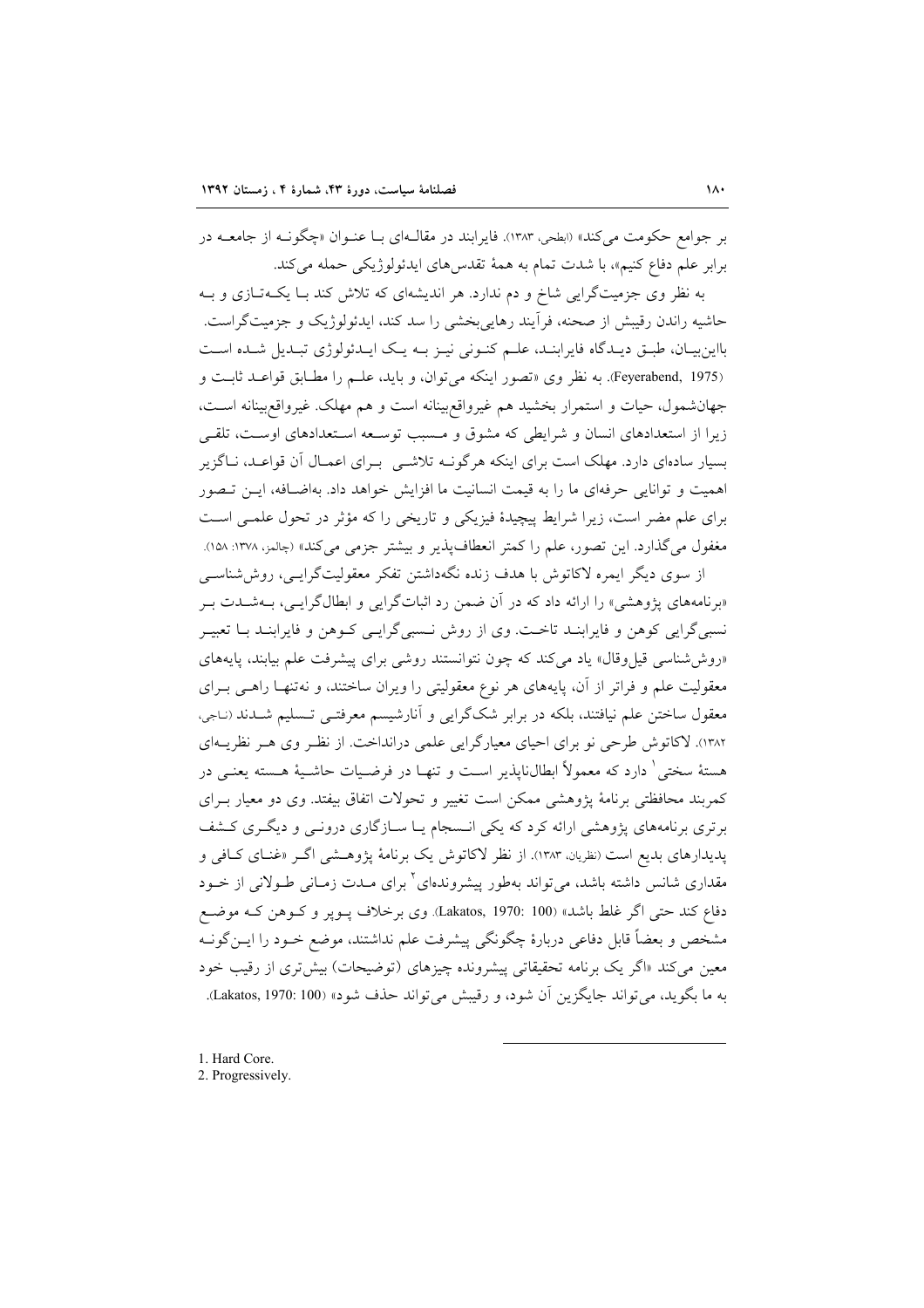بر جوامع حکومت می‌کند» (ابطحی، ۱۳۸۳). فایرابند در مقاله‌ای با عنوان «چگونه از جامعه در برابر علم دفاع کنیم»، با شدت تمام به همهٔ تقدس‌های ایدئولوژیکی حمله می‌کند.

به نظر وی جزمیت‌گرایی شاخ و دم ندارد. هر اندیشه‌ای که تلاش کند با یکه‌تازی و به حاشیه راندن رقیبش از صحنه، فرآیند رهایی‌بخشی را سد کند، ایدئولوژیک و جزمیت‌گراست. بااین‌بیان، طبق دیدگاه فایرابند، علم کنونی نیز به یک ایدئولوژی تبدیل شده است (Feyerabend, 1975). به نظر وی «تصور اینکه می‌توان، و باید، علم را مطابق قواعد ثابت و جهان‌شمول، حیات و استمرار بخشید هم غیرواقع‌بینانه است و هم مهلک. غیرواقع‌بینانه است، زیرا از استعدادهای انسان و شرایطی که مشوق و مسبب توسعه استعدادهای اوست، تلقی بسیار ساده‌ای دارد. مهلک است برای اینکه هرگونه تلاشی برای اعمال آن قواعد، ناگزیر اهمیت و توانایی حرفه‌ای ما را به قیمت انسانیت ما افزایش خواهد داد. به‌اضافه، این تصور برای علم مضر است، زیرا شرایط پیچیدهٔ فیزیکی و تاریخی را که مؤثر در تحول علمی است مغفول می‌گذارد. این تصور، علم را کمتر انعطاف‌پذیر و بیشتر جزمی می‌کند» (چالمز، ۱۳۷۸: ۱۵۸).

از سوی دیگر ایمره لاکاتوش با هدف زنده نگه‌داشتن تفکر معقولیت‌گرایی، روش‌شناسی «برنامه‌های پژوهشی» را ارائه داد که در آن ضمن رد اثبات‌گرایی و ابطال‌گرایی، به‌شدت بر نسبی‌گرایی کوهن و فایرابند تاخت. وی از روش نسبی‌گرایی کوهن و فایرابند با تعبیر «روش‌شناسی قیل‌وقال» یاد می‌کند که چون نتوانستند روشی برای پیشرفت علم بیابند، پایه‌های معقولیت علم و فراتر از آن، پایه‌های هر نوع معقولیتی را ویران ساختند، و نه‌تنها راهی برای معقول ساختن علم نیافتند، بلکه در برابر شک‌گرایی و آنارشیسم معرفتی تسلیم شدند (ناجی، ۱۳۸۲). لاکاتوش طرحی نو برای احیای معیارگرایی علمی درانداخت. از نظر وی هر نظریه‌ای هستهٔ سختی[1] دارد که معمولاً ابطال‌ناپذیر است و تنها در فرضیات حاشیهٔ هسته یعنی در کمربند محافظتی برنامهٔ پژوهشی ممکن است تغییر و تحولات اتفاق بیفتد. وی دو معیار برای برتری برنامه‌های پژوهشی ارائه کرد که یکی انسجام یا سازگاری درونی و دیگری کشف پدیدارهای بدیع است (نظریان، ۱۳۸۳). از نظر لاکاتوش یک برنامهٔ پژوهشی اگر «غنای کافی و مقداری شانس داشته باشد، می‌تواند به‌طور پیشرونده‌ای[2] برای مدت زمانی طولانی از خود دفاع کند حتی اگر غلط باشد» (Lakatos, 1970: 100). وی برخلاف پوپر و کوهن که موضع مشخص و بعضاً قابل دفاعی دربارهٔ چگونگی پیشرفت علم نداشتند، موضع خود را این‌گونه معین می‌کند «اگر یک برنامه تحقیقاتی پیشرونده چیزهای (توضیحات) بیش‌تری از رقیب خود به ما بگوید، می‌تواند جایگزین آن شود، و رقیبش می‌تواند حذف شود» (Lakatos, 1970: 100).

---

1. Hard Core.
2. Progressively.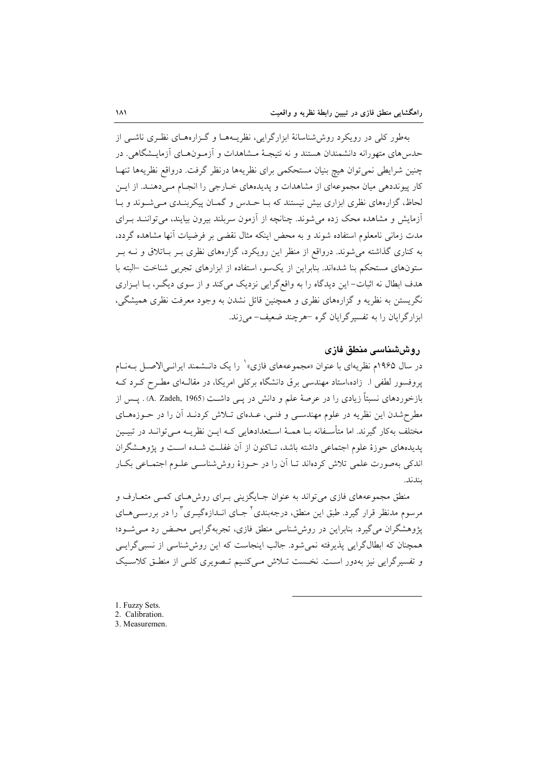به‌طور کلی در رویکرد روش‌شناسانهٔ ابزارگرایی، نظریه‌ها و گزاره‌های نظری ناشی از حدس‌های متهورانه دانشمندان هستند و نه نتیجهٔ مشاهدات و آزمون‌های آزمایشگاهی. در چنین شرایطی نمی‌توان هیچ بنیان مستحکمی برای نظریه‌ها درنظر گرفت. درواقع نظریه‌ها تنها کار پیونددهی میان مجموعه‌ای از مشاهدات و پدیده‌های خارجی را انجام می‌دهند. از این لحاظ، گزاره‌های نظری ابزاری بیش نیستند که با حدس و گمان پیکربندی می‌شوند و با آزمایش و مشاهده محک زده می‌شوند. چنانچه از آزمون سربلند بیرون بیایند، می‌توانند برای مدت زمانی نامعلوم استفاده شوند و به محض اینکه مثال نقضی بر فرضیات آنها مشاهده گردد، به کناری گذاشته می‌شوند. درواقع از منظر این رویکرد، گزاره‌های نظری بر باتلاق و نه بر ستون‌های مستحکم بنا شده‌اند. بنابراین از یک‌سو، استفاده از ابزارهای تجربی شناخت –البته با هدف ابطال نه اثبات– این دیدگاه را به واقع‌گرایی نزدیک می‌کند و از سوی دیگر، با ابزاری نگریستن به نظریه و گزاره‌های نظری و همچنین قائل نشدن به وجود معرفت نظری همیشگی، ابزارگرایان را به تفسیرگرایان گره –هرچند ضعیف– می‌زند.

## روش‌شناسی منطق فازی

در سال ۱۹۶۵م نظریه‌ای با عنوان «مجموعه‌های فازی»[1] را یک دانشمند ایرانی‌الاصل به‌نام پروفسور لطفی ا. زاده،استاد مهندسی برق دانشگاه برکلی امریکا، در مقاله‌ای مطرح کرد که بازخوردهای نسبتاً زیادی را در عرصهٔ علم و دانش در پی داشت (A. Zadeh, 1965) . پس از مطرح‌شدن این نظریه در علوم مهندسی و فنی، عده‌ای تلاش کردند آن را در حوزه‌های مختلف به‌کار گیرند. اما متأسفانه با همهٔ استعدادهایی که این نظریه می‌تواند در تبیین پدیده‌های حوزهٔ علوم اجتماعی داشته باشد، تاکنون از آن غفلت شده است و پژوهشگران اندکی به‌صورت علمی تلاش کرده‌اند تا آن را در حوزهٔ روش‌شناسی علوم اجتماعی بکار بندند.

منطق مجموعه‌های فازی می‌تواند به عنوان جایگزینی برای روش‌های کمی متعارف و مرسوم مدنظر قرار گیرد. طبق این منطق، درجه‌بندی[2] جای اندازه‌گیری[3] را در بررسی‌های پژوهشگران می‌گیرد. بنابراین در روش‌شناسی منطق فازی، تجربه‌گرایی محض رد می‌شود؛ همچنان که ابطال‌گرایی پذیرفته نمی‌شود. جالب اینجاست که این روش‌شناسی از نسبی‌گرایی و تفسیرگرایی نیز به‌دور است. نخست تلاش می‌کنیم تصویری کلی از منطق کلاسیک

---

1. Fuzzy Sets.
2. Calibration.
3. Measuremen.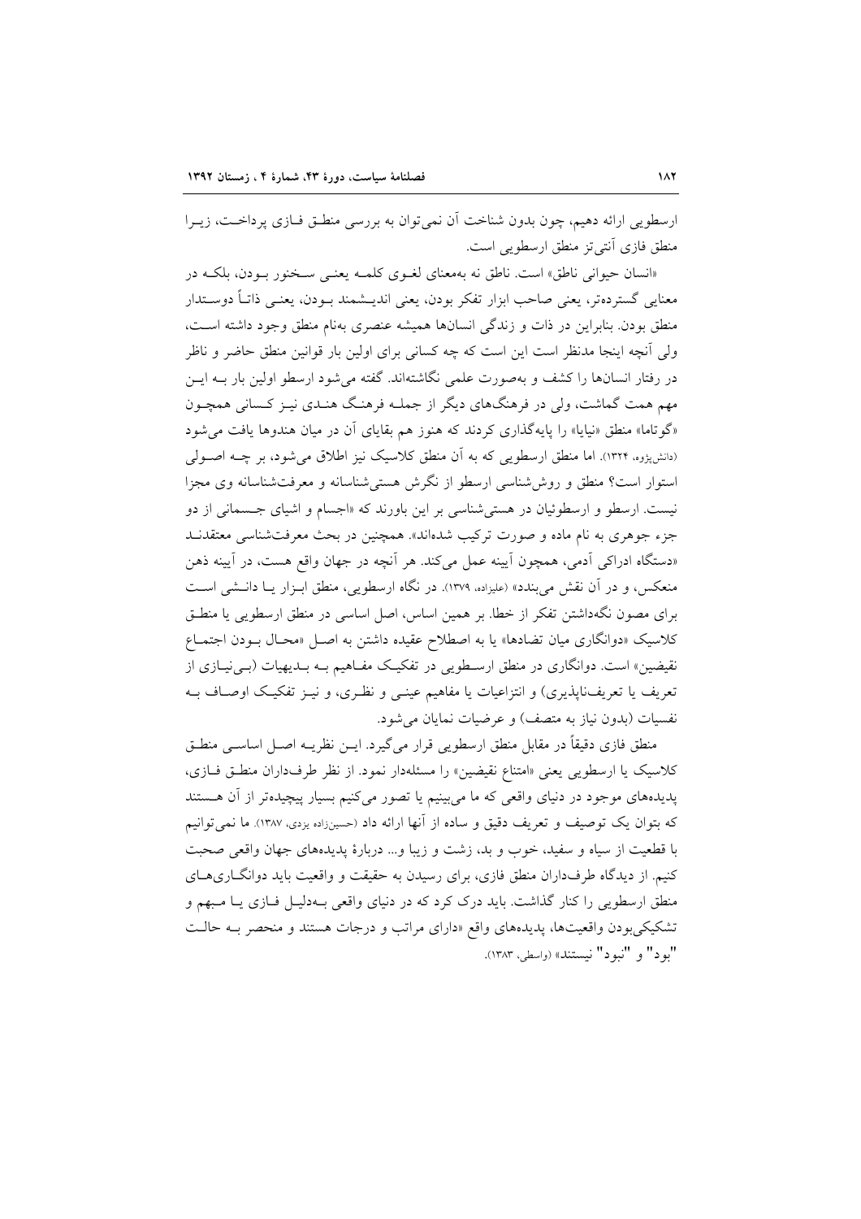ارسطویی ارائه دهیم، چون بدون شناخت آن نمی‌توان به بررسی منطق فازی پرداخت، زیرا منطق فازی آنتی‌تز منطق ارسطویی است.

«انسان حیوانی ناطق» است. ناطق نه به‌معنای لغوی کلمه یعنی سخنور بودن، بلکه در معنایی گسترده‌تر، یعنی صاحب ابزار تفکر بودن، یعنی اندیشمند بودن، یعنی ذاتاً دوستدار منطق بودن. بنابراین در ذات و زندگی انسان‌ها همیشه عنصری به‌نام منطق وجود داشته است، ولی آنچه اینجا مدنظر است این است که چه کسانی برای اولین بار قوانین منطق حاضر و ناظر در رفتار انسان‌ها را کشف و به‌صورت علمی نگاشته‌اند. گفته می‌شود ارسطو اولین بار به این مهم همت گماشت، ولی در فرهنگ‌های دیگر از جمله فرهنگ هندی نیز کسانی همچون «گوتاما» منطق «نیایا» را پایه‌گذاری کردند که هنوز هم بقایای آن در میان هندوها یافت می‌شود (دانش‌پژوه، ۱۳۲۴). اما منطق ارسطویی که به آن منطق کلاسیک نیز اطلاق می‌شود، بر چه اصولی استوار است؟ منطق و روش‌شناسی ارسطو از نگرش هستی‌شناسانه و معرفت‌شناسانه وی مجزا نیست. ارسطو و ارسطوئیان در هستی‌شناسی بر این باورند که «اجسام و اشیای جسمانی از دو جزء جوهری به نام ماده و صورت ترکیب شده‌اند». همچنین در بحث معرفت‌شناسی معتقدند «دستگاه ادراکی آدمی، همچون آیینه عمل می‌کند. هر آنچه در جهان واقع هست، در آیینه ذهن منعکس، و در آن نقش می‌بندد» (علیزاده، ۱۳۷۹). در نگاه ارسطویی، منطق ابزار یا دانشی است برای مصون نگه‌داشتن تفکر از خطا. بر همین اساس، اصل اساسی در منطق ارسطویی یا منطق کلاسیک «دوانگاری میان تضادها» یا به اصطلاح عقیده داشتن به اصل «محال بودن اجتماع نقیضین» است. دوانگاری در منطق ارسطویی در تفکیک مفاهیم به بدیهیات (بی‌نیازی از تعریف یا تعریف‌ناپذیری) و انتزاعیات یا مفاهیم عینی و نظری، و نیز تفکیک اوصاف به نفسیات (بدون نیاز به متصف) و عرضیات نمایان می‌شود.

منطق فازی دقیقاً در مقابل منطق ارسطویی قرار می‌گیرد. این نظریه اصل اساسی منطق کلاسیک یا ارسطویی یعنی «امتناع نقیضین» را مسئله‌دار نمود. از نظر طرفداران منطق فازی، پدیده‌های موجود در دنیای واقعی که ما می‌بینیم یا تصور می‌کنیم بسیار پیچیده‌تر از آن هستند که بتوان یک توصیف و تعریف دقیق و ساده از آنها ارائه داد (حسین‌زاده یزدی، ۱۳۸۷). ما نمی‌توانیم با قطعیت از سیاه و سفید، خوب و بد، زشت و زیبا و... دربارهٔ پدیده‌های جهان واقعی صحبت کنیم. از دیدگاه طرفداران منطق فازی، برای رسیدن به حقیقت و واقعیت باید دوانگاری‌های منطق ارسطویی را کنار گذاشت. باید درک کرد که در دنیای واقعی به‌دلیل فازی یا مبهم و تشکیکی‌بودن واقعیت‌ها، پدیده‌های واقع «دارای مراتب و درجات هستند و منحصر به حالت "بود" و "نبود" نیستند» (واسطی، ۱۳۸۳).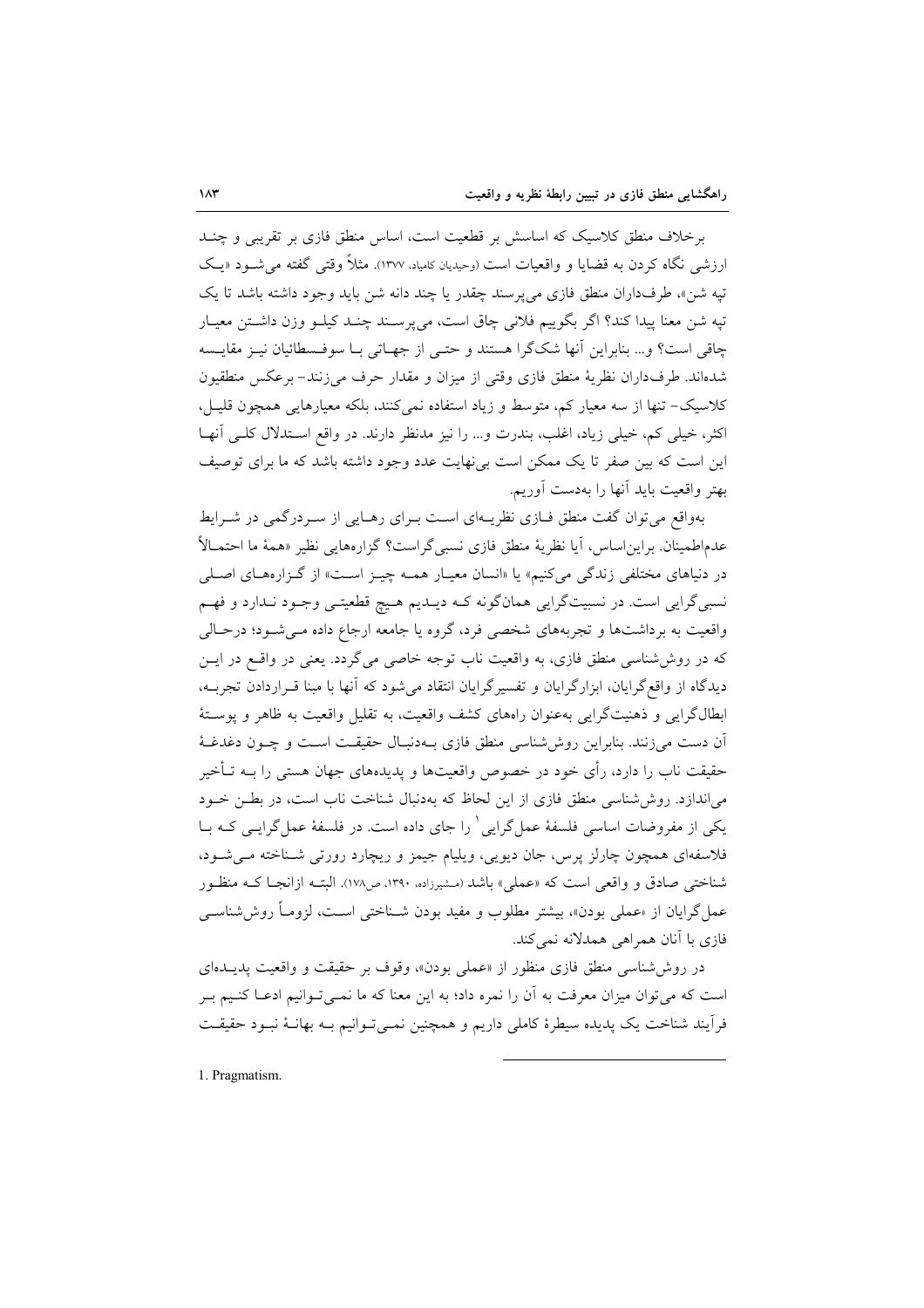برخلاف منطق کلاسیک که اساسش بر قطعیت است، اساس منطق فازی بر تقریبی و چند ارزشی نگاه کردن به قضایا و واقعیات است (وحیدیان کامیاد، ۱۳۷۷). مثلاً وقتی گفته می‌شود «یک تپه شن»، طرفداران منطق فازی می‌پرسند چقدر یا چند دانه شن باید وجود داشته باشد تا یک تپه شن معنا پیدا کند؟ اگر بگوییم فلانی چاق است، می‌پرسند چند کیلو وزن داشتن معیار چاقی است؟ و... بنابراین آنها شک‌گرا هستند و حتی از جهاتی با سوفسطائیان نیز مقایسه شده‌اند. طرفداران نظریهٔ منطق فازی وقتی از میزان و مقدار حرف می‌زنند- برعکس منطقیون کلاسیک- تنها از سه معیار کم، متوسط و زیاد استفاده نمی‌کنند، بلکه معیارهایی همچون قلیل، اکثر، خیلی کم، خیلی زیاد، اغلب، بندرت و... را نیز مدنظر دارند. در واقع استدلال کلی آنها این است که بین صفر تا یک ممکن است بی‌نهایت عدد وجود داشته باشد که ما برای توصیف بهتر واقعیت باید آنها را به‌دست آوریم.

به‌واقع می‌توان گفت منطق فازی نظریه‌ای است برای رهایی از سردرگمی در شرایط عدم‌اطمینان. براین‌اساس، آیا نظریهٔ منطق فازی نسبی‌گراست؟ گزاره‌هایی نظیر «همهٔ ما احتمالاً در دنیاهای مختلفی زندگی می‌کنیم» یا «انسان معیار همه چیز است» از گزاره‌های اصلی نسبی‌گرایی است. در نسبیت‌گرایی همان‌گونه که دیدیم هیچ قطعیتی وجود ندارد و فهم واقعیت به برداشت‌ها و تجربه‌های شخصی فرد، گروه یا جامعه ارجاع داده می‌شود؛ درحالی که در روش‌شناسی منطق فازی، به واقعیت ناب توجه خاصی می‌گردد. یعنی در واقع در این دیدگاه از واقع‌گرایان، ابزارگرایان و تفسیرگرایان انتقاد می‌شود که آنها با مبنا قراردادن تجربه، ابطال‌گرایی و ذهنیت‌گرایی به‌عنوان راه‌های کشف واقعیت، به تقلیل واقعیت به ظاهر و پوستهٔ آن دست می‌زنند. بنابراین روش‌شناسی منطق فازی به‌دنبال حقیقت است و چون دغدغهٔ حقیقت ناب را دارد، رأی خود در خصوص واقعیت‌ها و پدیده‌های جهان هستی را به تأخیر می‌اندازد. روش‌شناسی منطق فازی از این لحاظ که به‌دنبال شناخت ناب است، در بطن خود یکی از مفروضات اساسی فلسفهٔ عمل‌گرایی[1] را جای داده است. در فلسفهٔ عمل‌گرایی که با فلاسفه‌ای همچون چارلز پرس، جان دیویی، ویلیام جیمز و ریچارد رورتی شناخته می‌شود، شناختی صادق و واقعی است که «عملی» باشد (مشیرزاده، ۱۳۹۰، ص۱۷۸). البته ازانجا که منظور عمل‌گرایان از «عملی بودن»، بیشتر مطلوب و مفید بودن شناختی است، لزوماً روش‌شناسی فازی با آنان همراهی همدلانه نمی‌کند.

در روش‌شناسی منطق فازی منظور از «عملی بودن»، وقوف بر حقیقت و واقعیت پدیده‌ای است که می‌توان میزان معرفت به آن را نمره داد؛ به این معنا که ما نمی‌توانیم ادعا کنیم بر فرآیند شناخت یک پدیده سیطرهٔ کاملی داریم و همچنین نمی‌توانیم به بهانهٔ نبود حقیقت

---

1. Pragmatism.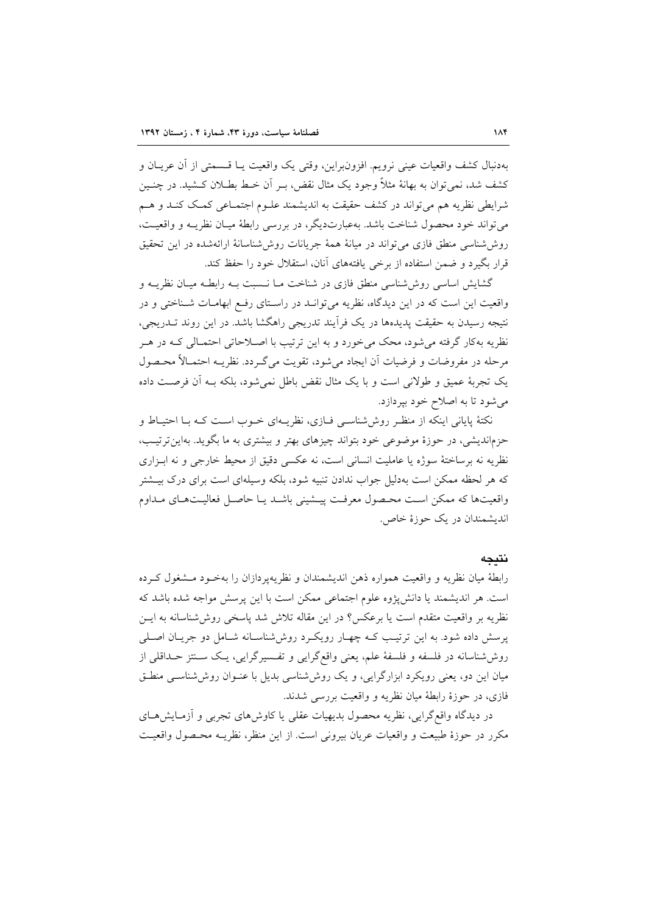به‌دنبال کشف واقعیات عینی نرویم. افزون‌براین، وقتی یک واقعیت یـا قـسمتی از آن عریـان و کشف شد، نمی‌توان به بهانهٔ مثلاً وجود یک مثال نقض، بـر آن خـط بطـلان کـشید. در چنـین شرایطی نظریه هم می‌تواند در کشف حقیقت به اندیشمند علـوم اجتمـاعی کمـک کنـد و هـم می‌تواند خود محصول شناخت باشد. به‌عبارت‌دیگر، در بررسی رابطهٔ میـان نظریـه و واقعیـت، روش‌شناسی منطق فازی می‌تواند در میانهٔ همهٔ جریانات روش‌شناسانهٔ ارائه‌شده در این تحقیق قرار بگیرد و ضمن استفاده از برخی یافته‌های آنان، استقلال خود را حفظ کند.

گشایش اساسی روش‌شناسی منطق فازی در شناخت مـا نـسبت بـه رابطـه میـان نظریـه و واقعیت این است که در این دیدگاه، نظریه می‌توانـد در راسـتای رفـع ابهامـات شـناختی و در نتیجه رسیدن به حقیقت پدیده‌ها در یک فرآیند تدریجی راهگشا باشد. در این روند تـدریجی، نظریه به‌کار گرفته می‌شود، محک می‌خورد و به این ترتیب با اصـلاحاتی احتمـالی کـه در هـر مرحله در مفروضات و فرضیات آن ایجاد می‌شود، تقویت می‌گـردد. نظریـه احتمـالاً محـصول یک تجربهٔ عمیق و طولانی است و با یک مثال نقض باطل نمی‌شود، بلکه بـه آن فرصـت داده می‌شود تا به اصلاح خود بپردازد.

نکتهٔ پایانی اینکه از منظـر روش‌شناسـی فـازی، نظریـه‌ای خـوب اسـت کـه بـا احتیـاط و حزم‌اندیشی، در حوزهٔ موضوعی خود بتواند چیزهای بهتر و بیشتری به ما بگوید. به‌این‌ترتیـب، نظریه نه برساختهٔ سوژه یا عاملیت انسانی است، نه عکسی دقیق از محیط خارجی و نه ابـزاری که هر لحظه ممکن است به‌دلیل جواب ندادن تنبیه شود، بلکه وسیله‌ای است برای درک بیـشتر واقعیت‌ها که ممکن اسـت محـصول معرفـت پیـشینی باشـد یـا حاصـل فعالیـت‌هـای مـداوم اندیشمندان در یک حوزهٔ خاص.

## نتیجه

رابطهٔ میان نظریه و واقعیت همواره ذهن اندیشمندان و نظریه‌پردازان را به‌خـود مـشغول کـرده است. هر اندیشمند یا دانش‌پژوه علوم اجتماعی ممکن است با این پرسش مواجه شده باشد که نظریه بر واقعیت متقدم است یا برعکس؟ در این مقاله تلاش شد پاسخی روش‌شناسانه به ایـن پرسش داده شود. به این ترتیـب کـه چهـار رویکـرد روش‌شناسـانه شـامل دو جریـان اصـلی روش‌شناسانه در فلسفه و فلسفهٔ علم، یعنی واقع‌گرایی و تفـسیرگرایی، یـک سـنتز حـداقلی از میان این دو، یعنی رویکرد ابزارگرایی، و یک روش‌شناسی بدیل با عنـوان روش‌شناسـی منطـق فازی، در حوزهٔ رابطهٔ میان نظریه و واقعیت بررسی شدند.

در دیدگاه واقع‌گرایی، نظریه محصول بدیهیات عقلی یا کاوش‌های تجربی و آزمـایش‌هـای مکرر در حوزهٔ طبیعت و واقعیات عریان بیرونی است. از این منظر، نظریـه محـصول واقعیـت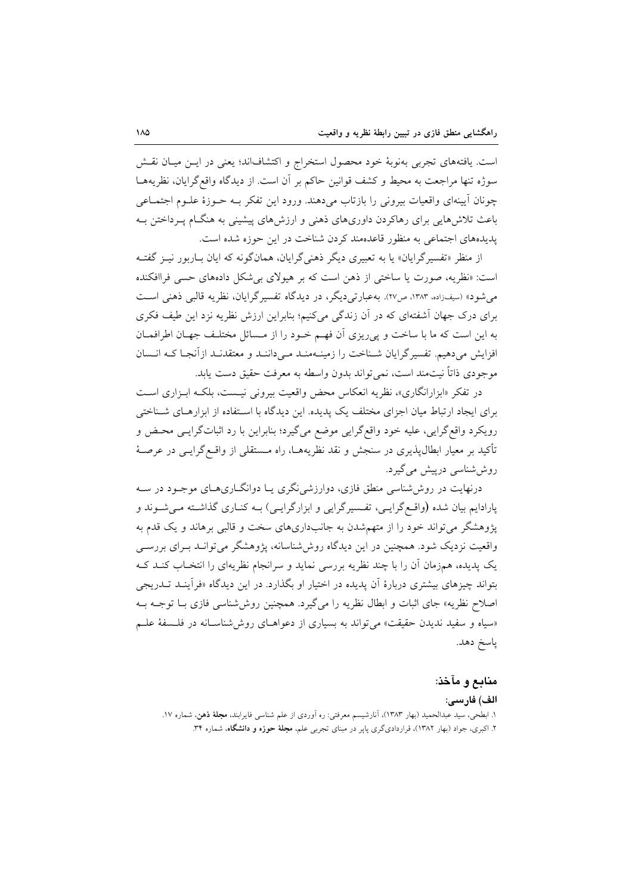است. یافته‌های تجربی به‌نوبهٔ خود محصول استخراج و اکتشاف‌اند؛ یعنی در این میان نقش سوژه تنها مراجعت به محیط و کشف قوانین حاکم بر آن است. از دیدگاه واقع‌گرایان، نظریه‌ها چونان آیینه‌ای واقعیات بیرونی را بازتاب می‌دهند. ورود این تفکر به حوزهٔ علوم اجتماعی باعث تلاش‌هایی برای رهاکردن داوری‌های ذهنی و ارزش‌های پیشینی به هنگام پرداختن به پدیده‌های اجتماعی به منظور قاعده‌مند کردن شناخت در این حوزه شده است.

از منظر «تفسیرگرایان» یا به تعبیری دیگر ذهنی‌گرایان، همان‌گونه که ایان باربور نیز گفته است: «نظریه، صورت یا ساختی از ذهن است که بر هیولای بی‌شکل داده‌های حسی فراافکنده می‌شود» (سیف‌زاده، ۱۳۸۳، ص۲۷). به‌عبارتی‌دیگر، در دیدگاه تفسیرگرایان، نظریه قالبی ذهنی است برای درک جهان آشفته‌ای که در آن زندگی می‌کنیم؛ بنابراین ارزش نظریه نزد این طیف فکری به این است که ما با ساخت و پی‌ریزی آن فهم خود را از مسائل مختلف جهان اطرافمان افزایش می‌دهیم. تفسیرگرایان شناخت را زمینه‌مند می‌دانند و معتقدند ازآنجا که انسان موجودی ذاتاً نیت‌مند است، نمی‌تواند بدون واسطه به معرفت حقیق دست یابد.

در تفکر «ابزارانگاری»، نظریه انعکاس محض واقعیت بیرونی نیست، بلکه ابزاری است برای ایجاد ارتباط میان اجزای مختلف یک پدیده. این دیدگاه با استفاده از ابزارهای شناختی رویکرد واقع‌گرایی، علیه خود واقع‌گرایی موضع می‌گیرد؛ بنابراین با رد اثبات‌گرایی محض و تأکید بر معیار ابطال‌پذیری در سنجش و نقد نظریه‌ها، راه مستقلی از واقع‌گرایی در عرصهٔ روش‌شناسی درپیش می‌گیرد.

درنهایت در روش‌شناسی منطق فازی، دوارزشی‌نگری یا دوانگاری‌های موجود در سه پارادایم بیان شده (واقع‌گرایی، تفسیرگرایی و ابزارگرایی) به کناری گذاشته می‌شوند و پژوهشگر می‌تواند خود را از متهم‌شدن به جانب‌داری‌های سخت و قالبی برهاند و یک قدم به واقعیت نزدیک شود. همچنین در این دیدگاه روش‌شناسانه، پژوهشگر می‌تواند برای بررسی یک پدیده، هم‌زمان آن را با چند نظریه بررسی نماید و سرانجام نظریه‌ای را انتخاب کند که بتواند چیزهای بیشتری دربارهٔ آن پدیده در اختیار او بگذارد. در این دیدگاه «فرآیند تدریجی اصلاح نظریه» جای اثبات و ابطال نظریه را می‌گیرد. همچنین روش‌شناسی فازی با توجه به «سیاه و سفید ندیدن حقیقت» می‌تواند به بسیاری از دعواهای روش‌شناسانه در فلسفهٔ علم پاسخ دهد.

## منابع و مآخذ:

### الف) فارسی:

۱. ابطحی، سید عبدالحمید (بهار ۱۳۸۳)، آنارشیسم معرفتی: ره آوردی از علم شناسی فایرابند، **مجلهٔ ذهن**، شماره ۱۷.

۲. اکبری، جواد (بهار ۱۳۸۲)، قراردادی‌گری پاپر در مبنای تجربی علم، **مجلهٔ حوزه و دانشگاه**، شماره ۳۴.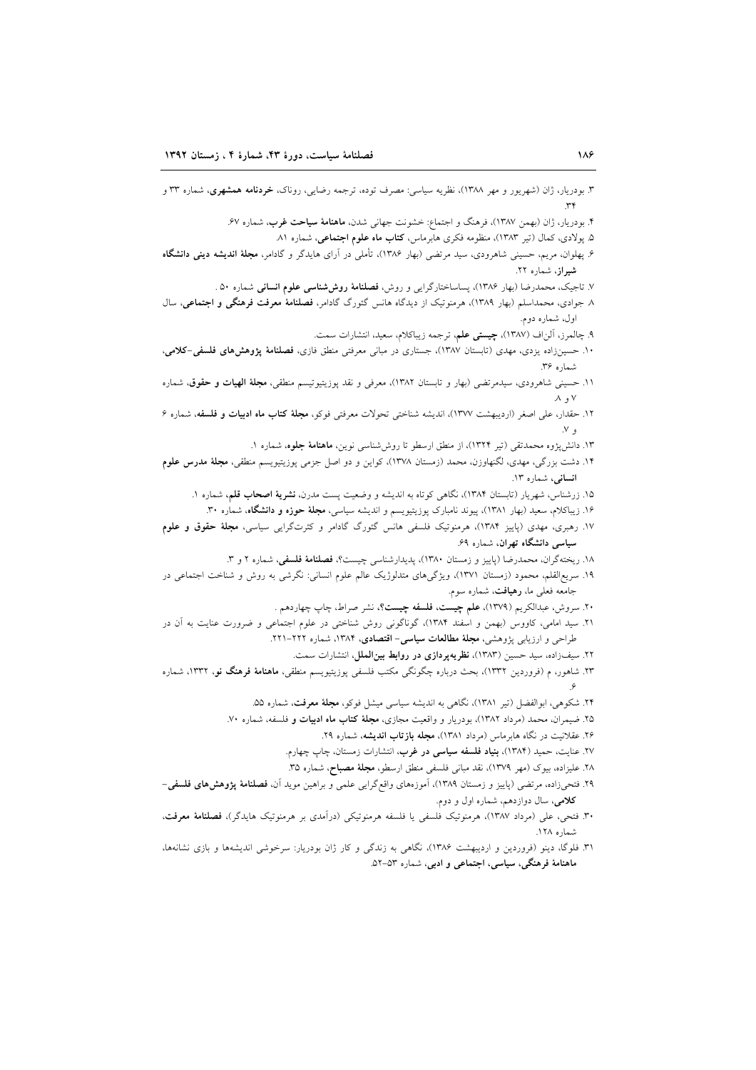۳. بودریار، ژان (شهریور و مهر ۱۳۸۸)، نظریه سیاسی: مصرف توده، ترجمه رضایی، روناک، **خردنامه همشهری**، شماره ۳۳ و ۳۴.

۴. بودریار، ژان (بهمن ۱۳۸۷)، فرهنگ و اجتماع: خشونت جهانی شدن، **ماهنامهٔ سیاحت غرب**، شماره ۶۷.

۵. پولادی، کمال (تیر ۱۳۸۳)، منظومه فکری هابرماس، **کتاب ماه علوم اجتماعی**، شماره ۸۱.

۶. پهلوان، مریم، حسینی شاهرودی، سید مرتضی (بهار ۱۳۸۶)، تأملی در آرای هایدگر و گادامر، **مجلهٔ اندیشه دینی دانشگاه شیراز**، شماره ۲۲.

۷. تاجیک، محمدرضا (بهار ۱۳۸۶)، پساساختارگرایی و روش، **فصلنامهٔ روش‌شناسی علوم انسانی** شماره ۵۰ .

۸. جوادی، محمداسلم (بهار ۱۳۸۹)، هرمنوتیک از دیدگاه هانس گئورگ گادامر، **فصلنامهٔ معرفت فرهنگی و اجتماعی**، سال اول، شماره دوم.

۹. چالمرز، آلن‌اف (۱۳۸۷)، **چیستی علم**، ترجمه زیباکلام، سعید، انتشارات سمت.

۱۰. حسین‌زاده یزدی، مهدی (تابستان ۱۳۸۷)، جستاری در مبانی معرفتی منطق فازی، **فصلنامهٔ پژوهش‌های فلسفی-کلامی**، شماره ۳۶.

۱۱. حسینی شاهرودی، سیدمرتضی (بهار و تابستان ۱۳۸۲)، معرفی و نقد پوزیتیوتیسم منطقی، **مجلهٔ الهیات و حقوق**، شماره ۷ و ۸.

۱۲. حقدار، علی اصغر (اردیبهشت ۱۳۷۷)، اندیشه شناختی تحولات معرفتی فوکو، **مجلهٔ کتاب ماه ادبیات و فلسفه**، شماره ۶ و ۷.

۱۳. دانش‌پژوه محمدتقی (تیر ۱۳۲۴)، از منطق ارسطو تا روش‌شناسی نوین، **ماهنامهٔ جلوه**، شماره ۱.

۱۴. دشت بزرگی، مهدی، لگنهاوزن، محمد (زمستان ۱۳۷۸)، کواین و دو اصل جزمی پوزیتیویسم منطقی، **مجلهٔ مدرس علوم انسانی**، شماره ۱۳.

۱۵. زرشناس، شهریار (تابستان ۱۳۸۴)، نگاهی کوتاه به اندیشه و وضعیت پست مدرن، **نشریهٔ اصحاب قلم**، شماره ۱.

۱۶. زیباکلام، سعید (بهار ۱۳۸۱)، پیوند نامبارک پوزیتیویسم و اندیشه سیاسی، **مجلهٔ حوزه و دانشگاه**، شماره ۳۰.

۱۷. رهبری، مهدی (پاییز ۱۳۸۴)، هرمنوتیک فلسفی هانس گئورگ گادامر و کثرت‌گرایی سیاسی، **مجلهٔ حقوق و علوم سیاسی دانشگاه تهران**، شماره ۶۹.

۱۸. ریخته‌گران، محمدرضا (پاییز و زمستان ۱۳۸۰)، پدیدارشناسی چیست؟، **فصلنامهٔ فلسفی**، شماره ۲ و ۳.

۱۹. سریع‌القلم، محمود (زمستان ۱۳۷۱)، ویژگی‌های متدلوژیک عالم علوم انسانی: نگرشی به روش و شناخت اجتماعی در جامعه فعلی ما، **رهیافت**، شماره سوم.

۲۰. سروش، عبدالکریم (۱۳۷۹)، **علم چیست، فلسفه چیست؟**، نشر صراط، چاپ چهاردهم .

۲۱. سید امامی، کاووس (بهمن و اسفند ۱۳۸۴)، گوناگونی روش شناختی در علوم اجتماعی و ضرورت عنایت به آن در طراحی و ارزیابی پژوهشی، **مجلهٔ مطالعات سیاسی- اقتصادی**، ۱۳۸۴، شماره ۲۲۲-۲۲۱.

۲۲. سیف‌زاده، سید حسین (۱۳۸۳)، **نظریه‌پردازی در روابط بین‌الملل**، انتشارات سمت.

۲۳. شاهور، م (فروردین ۱۳۳۲)، بحث درباره چگونگی مکتب فلسفی پوزیتیویسم منطقی، **ماهنامهٔ فرهنگ نو**، ۱۳۳۲، شماره ۶.

۲۴. شکوهی، ابوالفضل (تیر ۱۳۸۱)، نگاهی به اندیشه سیاسی میشل فوکو، **مجلهٔ معرفت**، شماره ۵۵.

۲۵. ضیمران، محمد (مرداد ۱۳۸۲)، بودریار و واقعیت مجازی، **مجلهٔ کتاب ماه ادبیات و** فلسفه، شماره ۷۰.

۲۶. عقلانیت در نگاه هابرماس (مرداد ۱۳۸۱)، **مجله بازتاب اندیشه**، شماره ۲۹.

۲۷. عنایت، حمید (۱۳۸۴)، **بنیاد فلسفه سیاسی در غرب**، انتشارات زمستان، چاپ چهارم.

۲۸. علیزاده، بیوک (مهر ۱۳۷۹)، نقد مبانی فلسفی منطق ارسطو، **مجلهٔ مصباح**، شماره ۳۵.

۲۹. فتحی‌زاده، مرتضی (پاییز و زمستان ۱۳۸۹)، آموزه‌های واقع‌گرایی علمی و براهین موید آن، **فصلنامهٔ پژوهش‌های فلسفی-کلامی**، سال دوازدهم، شماره اول و دوم.

۳۰. فتحی، علی (مرداد ۱۳۸۷)، هرمنوتیک فلسفی یا فلسفه هرمنوتیکی (درآمدی بر هرمنوتیک هایدگر)، **فصلنامهٔ معرفت**، شماره ۱۲۸.

۳۱. فلوگا، دینو (فروردین و اردیبهشت ۱۳۸۶)، نگاهی به زندگی و کار ژان بودریار: سرخوشی اندیشه‌ها و بازی نشانه‌ها، **ماهنامهٔ فرهنگی، سیاسی، اجتماعی و ادبی**، شماره ۵۳-۵۲.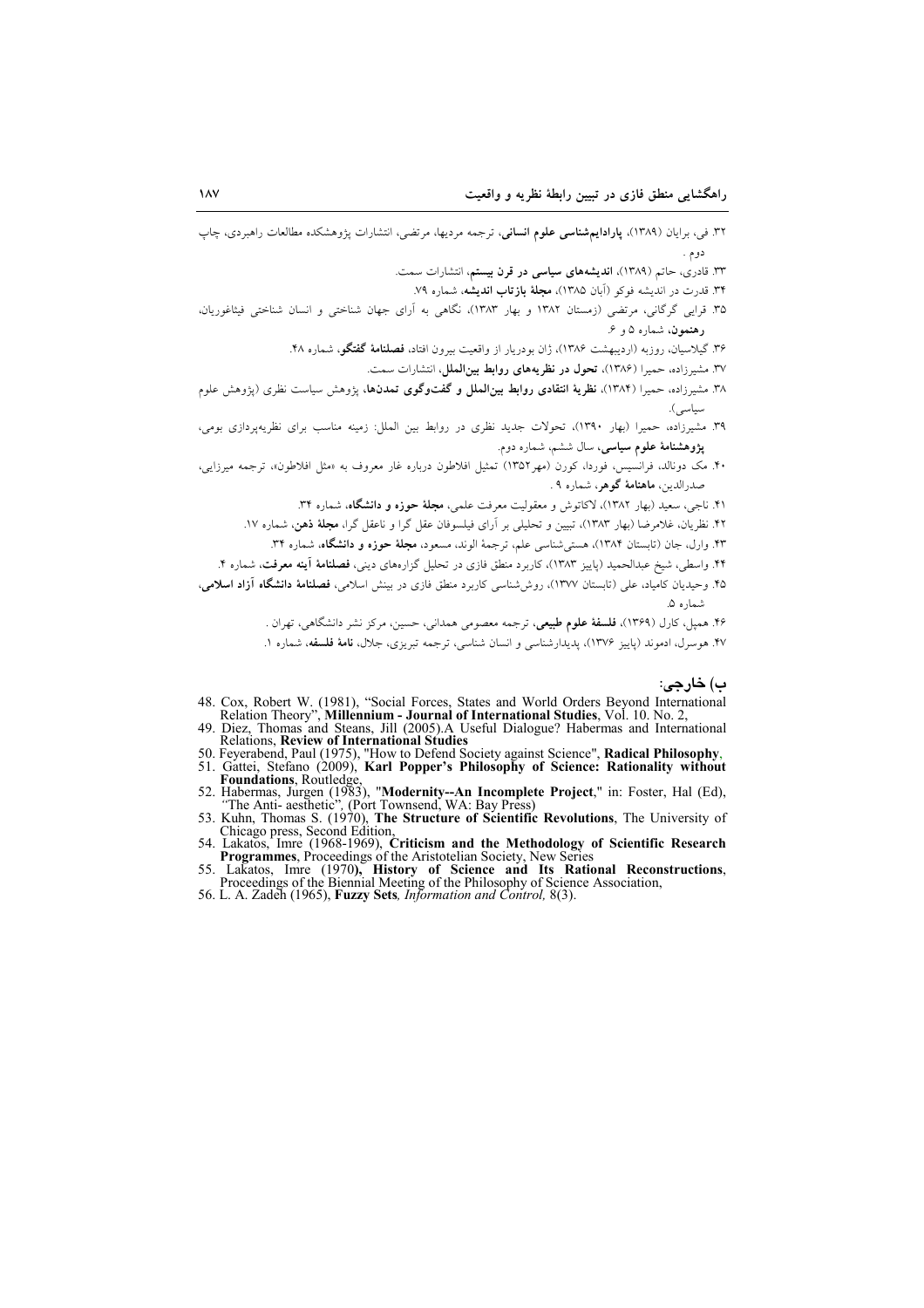۳۲. فی، برایان (۱۳۸۹)، **پارادایم‌شناسی علوم انسانی**، ترجمه مردیها، مرتضی، انتشارات پژوهشکده مطالعات راهبردی، چاپ دوم .

۳۳. قادری، حاتم (۱۳۸۹)، **اندیشه‌های سیاسی در قرن بیستم**، انتشارات سمت.

۳۴. قدرت در اندیشه فوکو (آبان ۱۳۸۵)، **مجلهٔ بازتاب اندیشه**، شماره ۷۹.

۳۵. قرابی گرگانی، مرتضی (زمستان ۱۳۸۲ و بهار ۱۳۸۳)، نگاهی به آرای جهان شناختی و انسان شناختی فیثاغوریان، **رهنمون**، شماره ۵ و ۶.

۳۶. گیلاسیان، روزبه (اردیبهشت ۱۳۸۶)، ژان بودریار از واقعیت بیرون افتاد، **فصلنامهٔ گفتگو**، شماره ۴۸.

۳۷. مشیرزاده، حمیرا (۱۳۸۶)، **تحول در نظریه‌های روابط بین‌الملل**، انتشارات سمت.

۳۸. مشیرزاده، حمیرا (۱۳۸۴)، **نظریهٔ انتقادی روابط بین‌الملل و گفت‌وگوی تمدن‌ها**، پژوهش سیاست نظری (پژوهش علوم سیاسی).

۳۹. مشیرزاده، حمیرا (بهار ۱۳۹۰)، تحولات جدید نظری در روابط بین الملل: زمینه مناسب برای نظریه‌پردازی بومی، **پژوهشنامهٔ علوم سیاسی**، سال ششم، شماره دوم.

۴۰. مک دونالد، فرانسیس، فوردا، کورن (مهر۱۳۵۲) تمثیل افلاطون درباره غار معروف به «مثل افلاطون»، ترجمه میرزایی، صدرالدین، **ماهنامهٔ گوهر**، شماره ۹ .

۴۱. ناجی، سعید (بهار ۱۳۸۲)، لاکاتوش و معقولیت معرفت علمی، **مجلهٔ حوزه و دانشگاه**، شماره ۳۴.

۴۲. نظریان، غلامرضا (بهار ۱۳۸۳)، تبیین و تحلیلی بر آرای فیلسوفان عقل گرا و ناعقل گرا، **مجلهٔ ذهن**، شماره ۱۷.

۴۳. وارل، جان (تابستان ۱۳۸۴)، هستی‌شناسی علم، ترجمهٔ الوند، مسعود، **مجلهٔ حوزه و دانشگاه**، شماره ۳۴.

۴۴. واسطی، شیخ عبدالحمید (پاییز ۱۳۸۳)، کاربرد منطق فازی در تحلیل گزاره‌های دینی، **فصلنامهٔ آینه معرفت**، شماره ۴.

۴۵. وحیدیان کامیاد، علی (تابستان ۱۳۷۷)، روش‌شناسی کاربرد منطق فازی در بینش اسلامی، **فصلنامهٔ دانشگاه آزاد اسلامی**، شماره ۵.

۴۶. همپل، کارل (۱۳۶۹)، **فلسفهٔ علوم طبیعی**، ترجمه معصومی همدانی، حسین، مرکز نشر دانشگاهی، تهران .

۴۷. هوسرل، ادموند (پاییز ۱۳۷۶)، پدیدارشناسی و انسان شناسی، ترجمه تبریزی، جلال، **نامهٔ فلسفه**، شماره ۱.

## ب) خارجی:

48. Cox, Robert W. (1981), "Social Forces, States and World Orders Beyond International Relation Theory", **Millennium - Journal of International Studies**, Vol. 10. No. 2,
49. Diez, Thomas and Steans, Jill (2005).A Useful Dialogue? Habermas and International Relations, **Review of International Studies**
50. Feyerabend, Paul (1975), "How to Defend Society against Science", **Radical Philosophy**,
51. Gattei, Stefano (2009), **Karl Popper's Philosophy of Science: Rationality without Foundations**, Routledge,
52. Habermas, Jurgen (1983), "**Modernity--An Incomplete Project**," in: Foster, Hal (Ed), "The Anti- aesthetic", (Port Townsend, WA: Bay Press)
53. Kuhn, Thomas S. (1970), **The Structure of Scientific Revolutions**, The University of Chicago press, Second Edition,
54. Lakatos, Imre (1968-1969), **Criticism and the Methodology of Scientific Research Programmes**, Proceedings of the Aristotelian Society, New Series
55. Lakatos, Imre (1970**), History of Science and Its Rational Reconstructions**, Proceedings of the Biennial Meeting of the Philosophy of Science Association,
56. L. A. Zadeh (1965), **Fuzzy Sets***, Information and Control,* 8(3).